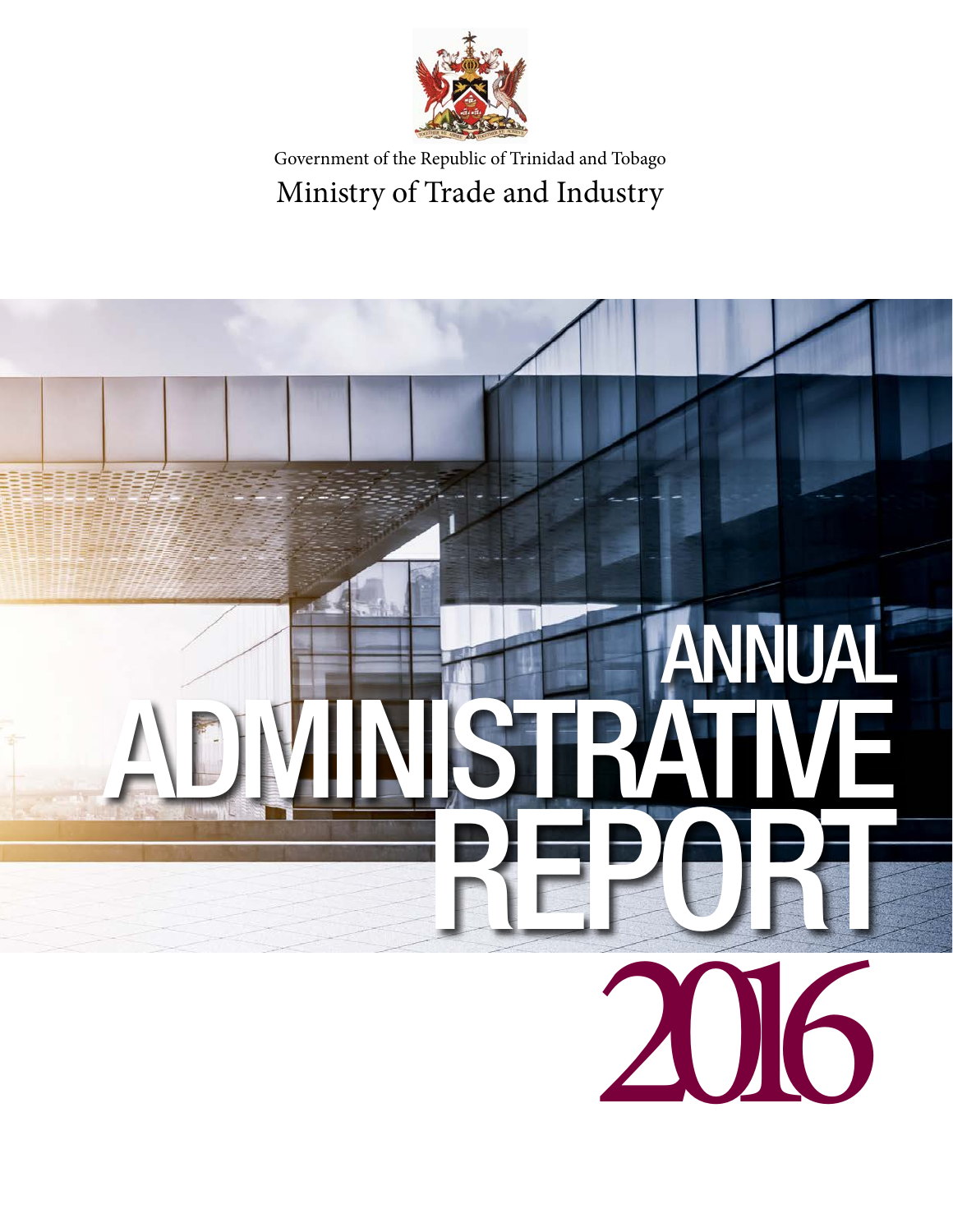Government of the Republic of Trinidad and Tobago

Ministry of Trade and Industry

# ANNUAL ADMINISTRATIVE REPORT 2016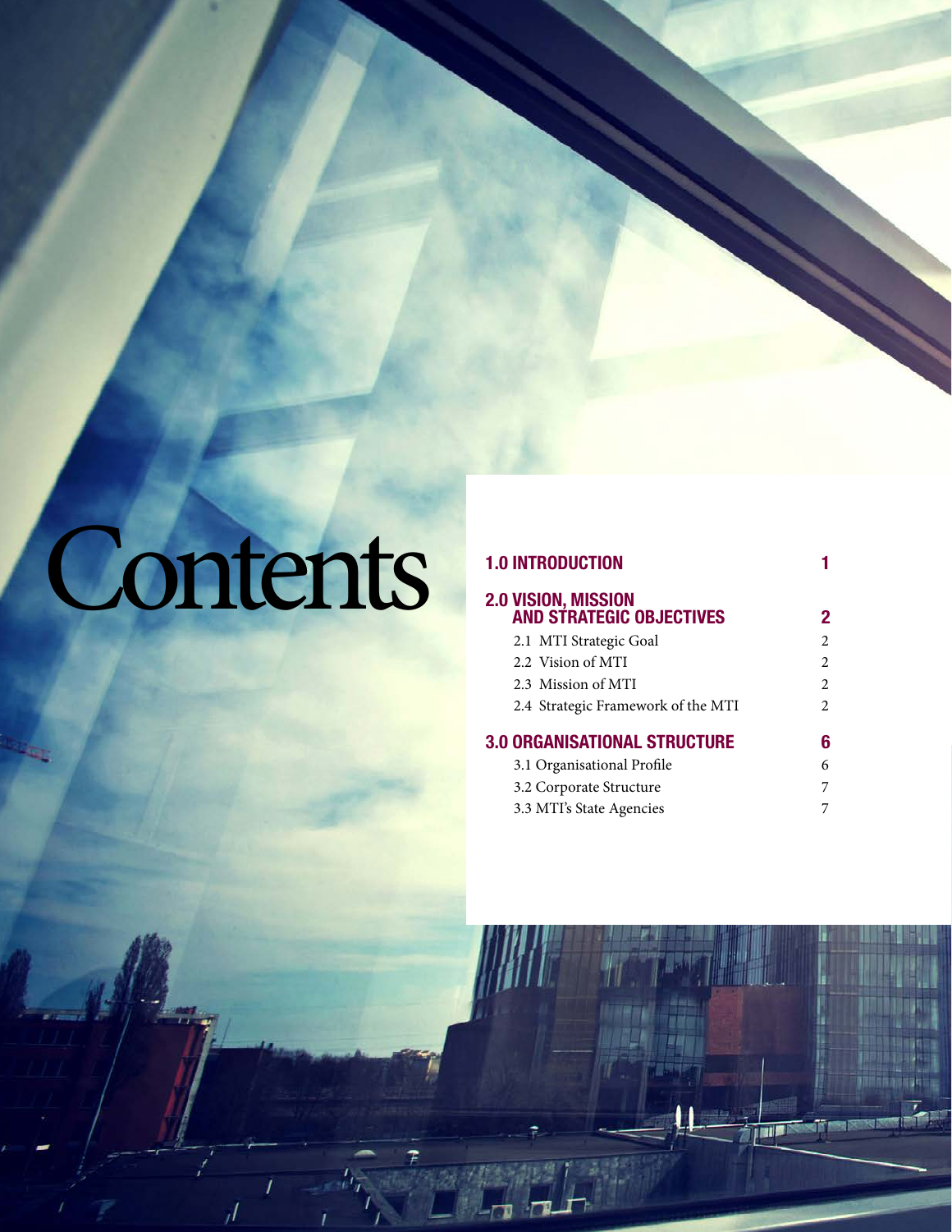# Contents

| | |
|---|---|
| **1.0 INTRODUCTION** | **1** |
| **2.0 VISION, MISSION AND STRATEGIC OBJECTIVES** | **2** |
| 2.1 MTI Strategic Goal | 2 |
| 2.2 Vision of MTI | 2 |
| 2.3 Mission of MTI | 2 |
| 2.4 Strategic Framework of the MTI | 2 |
| **3.0 ORGANISATIONAL STRUCTURE** | **6** |
| 3.1 Organisational Profile | 6 |
| 3.2 Corporate Structure | 7 |
| 3.3 MTI's State Agencies | 7 |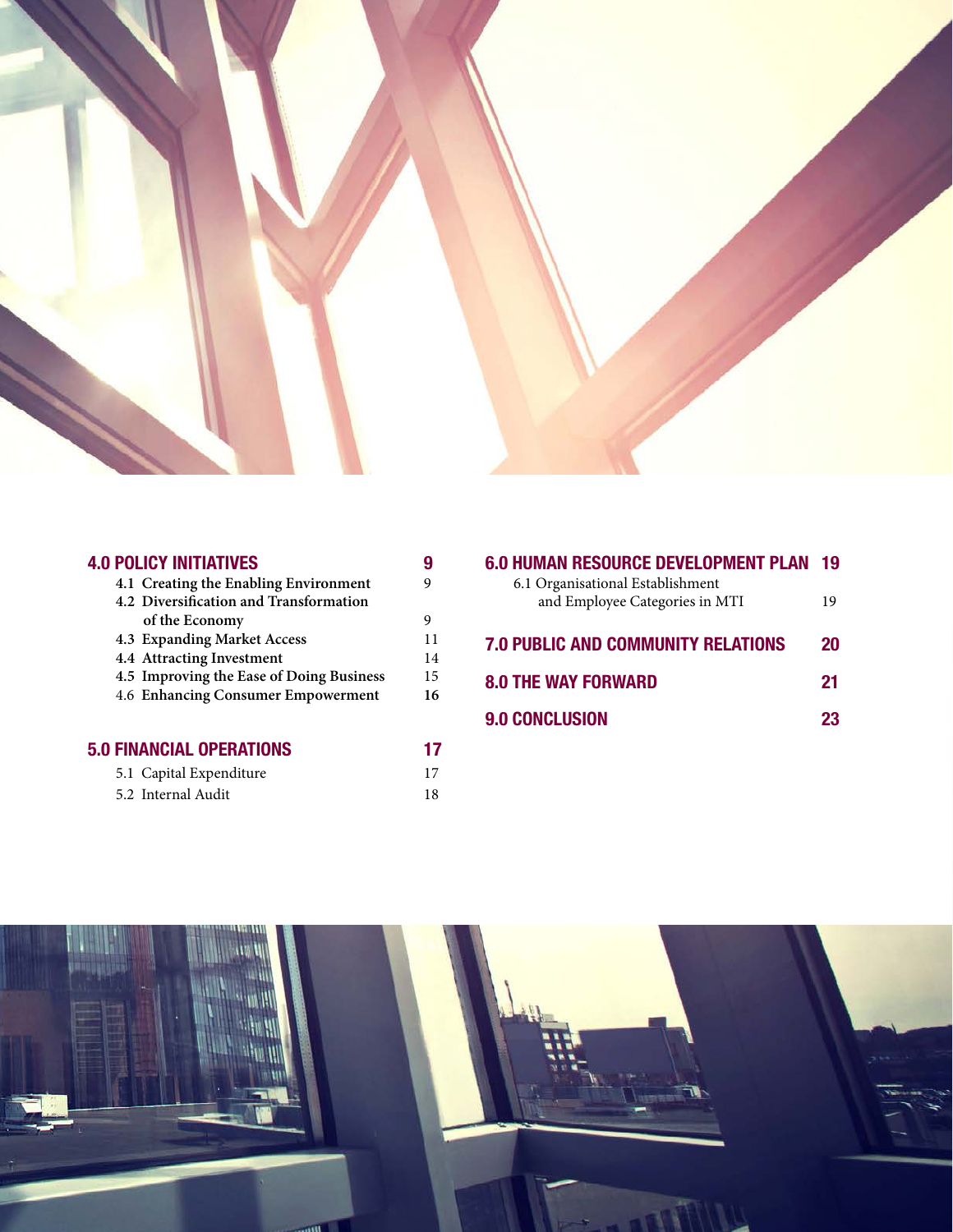## 4.0 POLICY INITIATIVES 9

- **4.1 Creating the Enabling Environment** 9
- **4.2 Diversification and Transformation of the Economy** 9
- **4.3 Expanding Market Access** 11
- **4.4 Attracting Investment** 14
- **4.5 Improving the Ease of Doing Business** 15
- 4.6 **Enhancing Consumer Empowerment** **16**

## 5.0 FINANCIAL OPERATIONS 17

- 5.1 Capital Expenditure 17
- 5.2 Internal Audit 18

## 6.0 HUMAN RESOURCE DEVELOPMENT PLAN 19

- 6.1 Organisational Establishment and Employee Categories in MTI 19

## 7.0 PUBLIC AND COMMUNITY RELATIONS 20

## 8.0 THE WAY FORWARD 21

## 9.0 CONCLUSION 23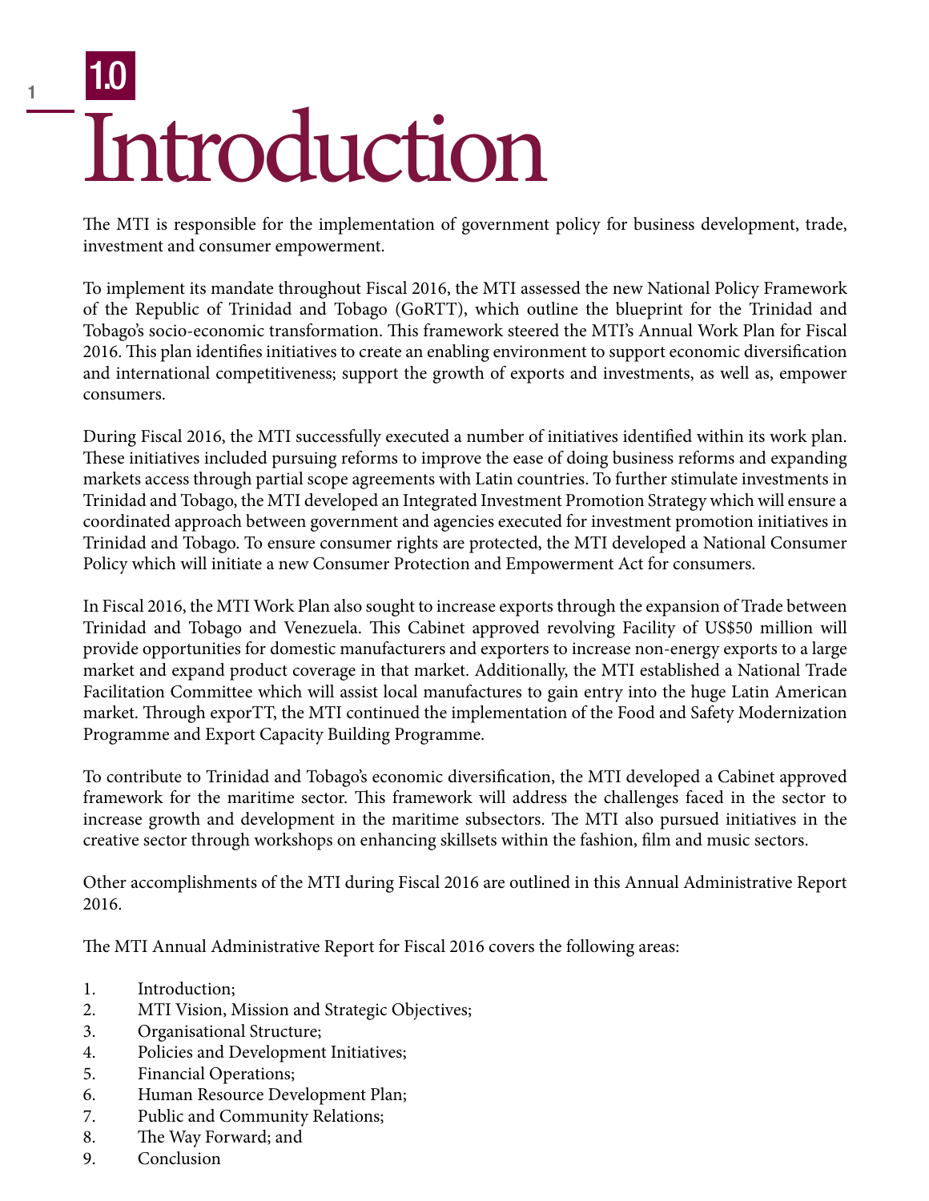# 1.0 Introduction

The MTI is responsible for the implementation of government policy for business development, trade, investment and consumer empowerment.

To implement its mandate throughout Fiscal 2016, the MTI assessed the new National Policy Framework of the Republic of Trinidad and Tobago (GoRTT), which outline the blueprint for the Trinidad and Tobago's socio-economic transformation. This framework steered the MTI's Annual Work Plan for Fiscal 2016. This plan identifies initiatives to create an enabling environment to support economic diversification and international competitiveness; support the growth of exports and investments, as well as, empower consumers.

During Fiscal 2016, the MTI successfully executed a number of initiatives identified within its work plan. These initiatives included pursuing reforms to improve the ease of doing business reforms and expanding markets access through partial scope agreements with Latin countries. To further stimulate investments in Trinidad and Tobago, the MTI developed an Integrated Investment Promotion Strategy which will ensure a coordinated approach between government and agencies executed for investment promotion initiatives in Trinidad and Tobago. To ensure consumer rights are protected, the MTI developed a National Consumer Policy which will initiate a new Consumer Protection and Empowerment Act for consumers.

In Fiscal 2016, the MTI Work Plan also sought to increase exports through the expansion of Trade between Trinidad and Tobago and Venezuela. This Cabinet approved revolving Facility of US$50 million will provide opportunities for domestic manufacturers and exporters to increase non-energy exports to a large market and expand product coverage in that market. Additionally, the MTI established a National Trade Facilitation Committee which will assist local manufactures to gain entry into the huge Latin American market. Through exporTT, the MTI continued the implementation of the Food and Safety Modernization Programme and Export Capacity Building Programme.

To contribute to Trinidad and Tobago's economic diversification, the MTI developed a Cabinet approved framework for the maritime sector. This framework will address the challenges faced in the sector to increase growth and development in the maritime subsectors. The MTI also pursued initiatives in the creative sector through workshops on enhancing skillsets within the fashion, film and music sectors.

Other accomplishments of the MTI during Fiscal 2016 are outlined in this Annual Administrative Report 2016.

The MTI Annual Administrative Report for Fiscal 2016 covers the following areas:

1. Introduction;
2. MTI Vision, Mission and Strategic Objectives;
3. Organisational Structure;
4. Policies and Development Initiatives;
5. Financial Operations;
6. Human Resource Development Plan;
7. Public and Community Relations;
8. The Way Forward; and
9. Conclusion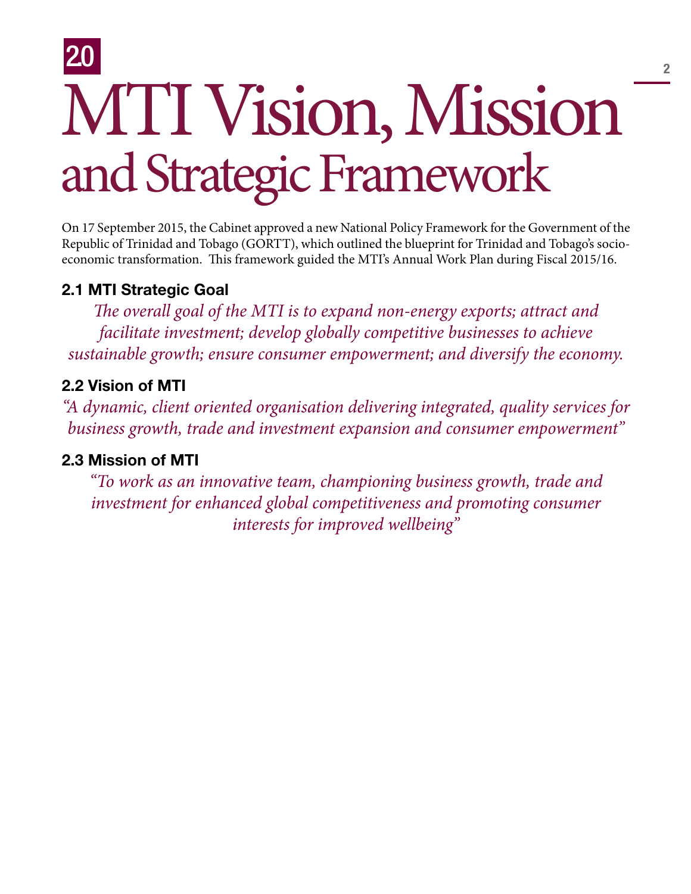# 2.0 MTI Vision, Mission and Strategic Framework

On 17 September 2015, the Cabinet approved a new National Policy Framework for the Government of the Republic of Trinidad and Tobago (GORTT), which outlined the blueprint for Trinidad and Tobago's socio-economic transformation. This framework guided the MTI's Annual Work Plan during Fiscal 2015/16.

## 2.1 MTI Strategic Goal

*The overall goal of the MTI is to expand non-energy exports; attract and facilitate investment; develop globally competitive businesses to achieve sustainable growth; ensure consumer empowerment; and diversify the economy.*

## 2.2 Vision of MTI

*"A dynamic, client oriented organisation delivering integrated, quality services for business growth, trade and investment expansion and consumer empowerment"*

## 2.3 Mission of MTI

*"To work as an innovative team, championing business growth, trade and investment for enhanced global competitiveness and promoting consumer interests for improved wellbeing"*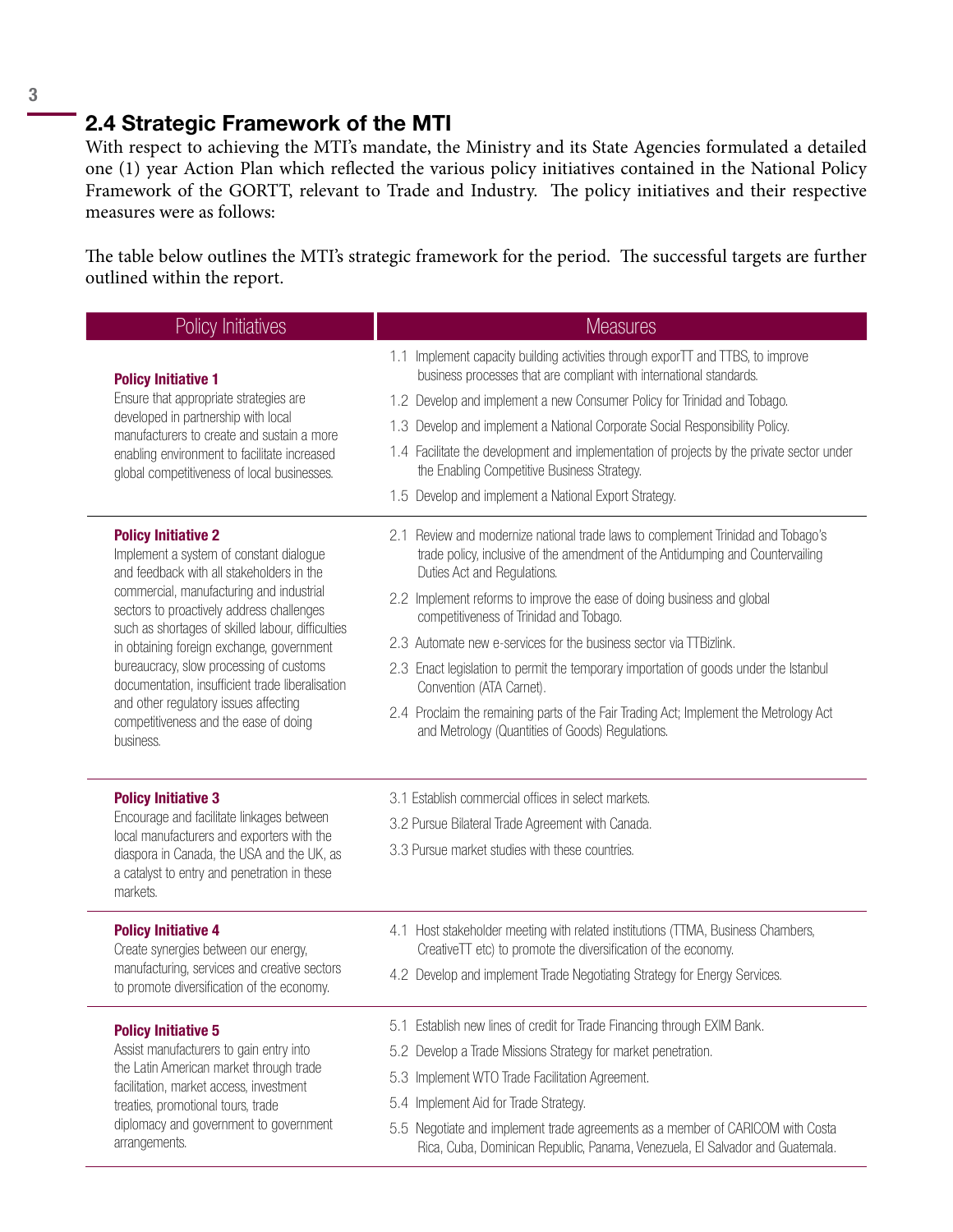## 2.4 Strategic Framework of the MTI

With respect to achieving the MTI's mandate, the Ministry and its State Agencies formulated a detailed one (1) year Action Plan which reflected the various policy initiatives contained in the National Policy Framework of the GORTT, relevant to Trade and Industry. The policy initiatives and their respective measures were as follows:

The table below outlines the MTI's strategic framework for the period. The successful targets are further outlined within the report.

| Policy Initiatives | Measures |
|---|---|
| **Policy Initiative 1**<br>Ensure that appropriate strategies are developed in partnership with local manufacturers to create and sustain a more enabling environment to facilitate increased global competitiveness of local businesses. | 1.1 Implement capacity building activities through exporTT and TTBS, to improve business processes that are compliant with international standards.<br>1.2 Develop and implement a new Consumer Policy for Trinidad and Tobago.<br>1.3 Develop and implement a National Corporate Social Responsibility Policy.<br>1.4 Facilitate the development and implementation of projects by the private sector under the Enabling Competitive Business Strategy.<br>1.5 Develop and implement a National Export Strategy. |
| **Policy Initiative 2**<br>Implement a system of constant dialogue and feedback with all stakeholders in the commercial, manufacturing and industrial sectors to proactively address challenges such as shortages of skilled labour, difficulties in obtaining foreign exchange, government bureaucracy, slow processing of customs documentation, insufficient trade liberalisation and other regulatory issues affecting competitiveness and the ease of doing business. | 2.1 Review and modernize national trade laws to complement Trinidad and Tobago's trade policy, inclusive of the amendment of the Antidumping and Countervailing Duties Act and Regulations.<br>2.2 Implement reforms to improve the ease of doing business and global competitiveness of Trinidad and Tobago.<br>2.3 Automate new e-services for the business sector via TTBizlink.<br>2.3 Enact legislation to permit the temporary importation of goods under the Istanbul Convention (ATA Carnet).<br>2.4 Proclaim the remaining parts of the Fair Trading Act; Implement the Metrology Act and Metrology (Quantities of Goods) Regulations. |
| **Policy Initiative 3**<br>Encourage and facilitate linkages between local manufacturers and exporters with the diaspora in Canada, the USA and the UK, as a catalyst to entry and penetration in these markets. | 3.1 Establish commercial offices in select markets.<br>3.2 Pursue Bilateral Trade Agreement with Canada.<br>3.3 Pursue market studies with these countries. |
| **Policy Initiative 4**<br>Create synergies between our energy, manufacturing, services and creative sectors to promote diversification of the economy. | 4.1 Host stakeholder meeting with related institutions (TTMA, Business Chambers, CreativeTT etc) to promote the diversification of the economy.<br>4.2 Develop and implement Trade Negotiating Strategy for Energy Services. |
| **Policy Initiative 5**<br>Assist manufacturers to gain entry into the Latin American market through trade facilitation, market access, investment treaties, promotional tours, trade diplomacy and government to government arrangements. | 5.1 Establish new lines of credit for Trade Financing through EXIM Bank.<br>5.2 Develop a Trade Missions Strategy for market penetration.<br>5.3 Implement WTO Trade Facilitation Agreement.<br>5.4 Implement Aid for Trade Strategy.<br>5.5 Negotiate and implement trade agreements as a member of CARICOM with Costa Rica, Cuba, Dominican Republic, Panama, Venezuela, El Salvador and Guatemala. |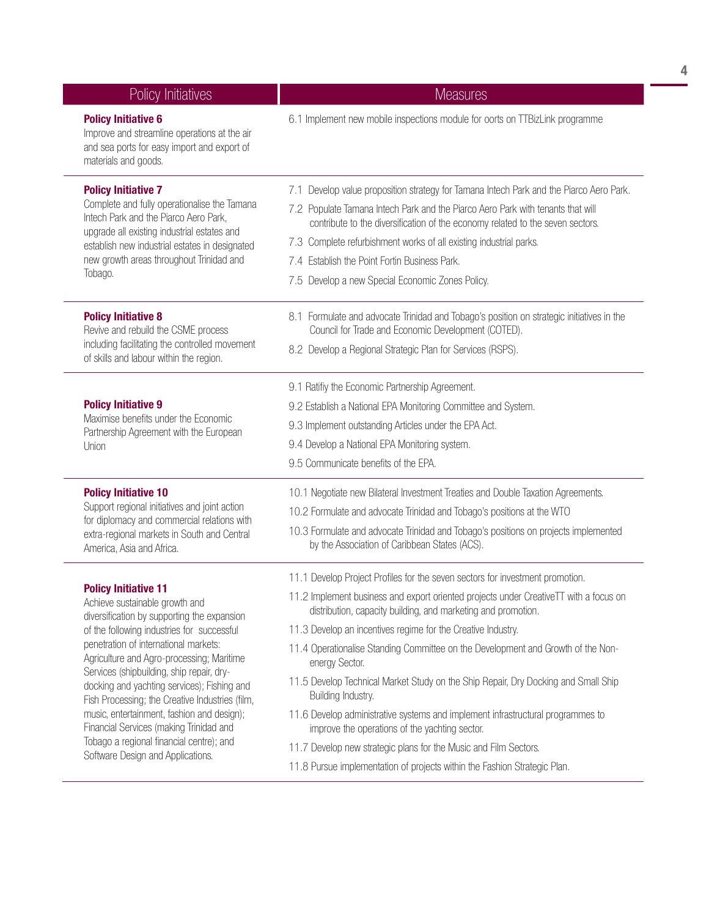| Policy Initiatives | Measures |
|---|---|
| **Policy Initiative 6**<br>Improve and streamline operations at the air and sea ports for easy import and export of materials and goods. | 6.1 Implement new mobile inspections module for oorts on TTBizLink programme |
| **Policy Initiative 7**<br>Complete and fully operationalise the Tamana Intech Park and the Piarco Aero Park, upgrade all existing industrial estates and establish new industrial estates in designated new growth areas throughout Trinidad and Tobago. | 7.1 Develop value proposition strategy for Tamana Intech Park and the Piarco Aero Park.<br>7.2 Populate Tamana Intech Park and the Piarco Aero Park with tenants that will contribute to the diversification of the economy related to the seven sectors.<br>7.3 Complete refurbishment works of all existing industrial parks.<br>7.4 Establish the Point Fortin Business Park.<br>7.5 Develop a new Special Economic Zones Policy. |
| **Policy Initiative 8**<br>Revive and rebuild the CSME process including facilitating the controlled movement of skills and labour within the region. | 8.1 Formulate and advocate Trinidad and Tobago's position on strategic initiatives in the Council for Trade and Economic Development (COTED).<br>8.2 Develop a Regional Strategic Plan for Services (RSPS). |
| **Policy Initiative 9**<br>Maximise benefits under the Economic Partnership Agreement with the European Union | 9.1 Ratifiy the Economic Partnership Agreement.<br>9.2 Establish a National EPA Monitoring Committee and System.<br>9.3 Implement outstanding Articles under the EPA Act.<br>9.4 Develop a National EPA Monitoring system.<br>9.5 Communicate benefits of the EPA. |
| **Policy Initiative 10**<br>Support regional initiatives and joint action for diplomacy and commercial relations with extra-regional markets in South and Central America, Asia and Africa. | 10.1 Negotiate new Bilateral Investment Treaties and Double Taxation Agreements.<br>10.2 Formulate and advocate Trinidad and Tobago's positions at the WTO<br>10.3 Formulate and advocate Trinidad and Tobago's positions on projects implemented by the Association of Caribbean States (ACS). |
| **Policy Initiative 11**<br>Achieve sustainable growth and diversification by supporting the expansion of the following industries for successful penetration of international markets: Agriculture and Agro-processing; Maritime Services (shipbuilding, ship repair, dry-docking and yachting services); Fishing and Fish Processing; the Creative Industries (film, music, entertainment, fashion and design); Financial Services (making Trinidad and Tobago a regional financial centre); and Software Design and Applications. | 11.1 Develop Project Profiles for the seven sectors for investment promotion.<br>11.2 Implement business and export oriented projects under CreativeTT with a focus on distribution, capacity building, and marketing and promotion.<br>11.3 Develop an incentives regime for the Creative Industry.<br>11.4 Operationalise Standing Committee on the Development and Growth of the Non-energy Sector.<br>11.5 Develop Technical Market Study on the Ship Repair, Dry Docking and Small Ship Building Industry.<br>11.6 Develop administrative systems and implement infrastructural programmes to improve the operations of the yachting sector.<br>11.7 Develop new strategic plans for the Music and Film Sectors.<br>11.8 Pursue implementation of projects within the Fashion Strategic Plan. |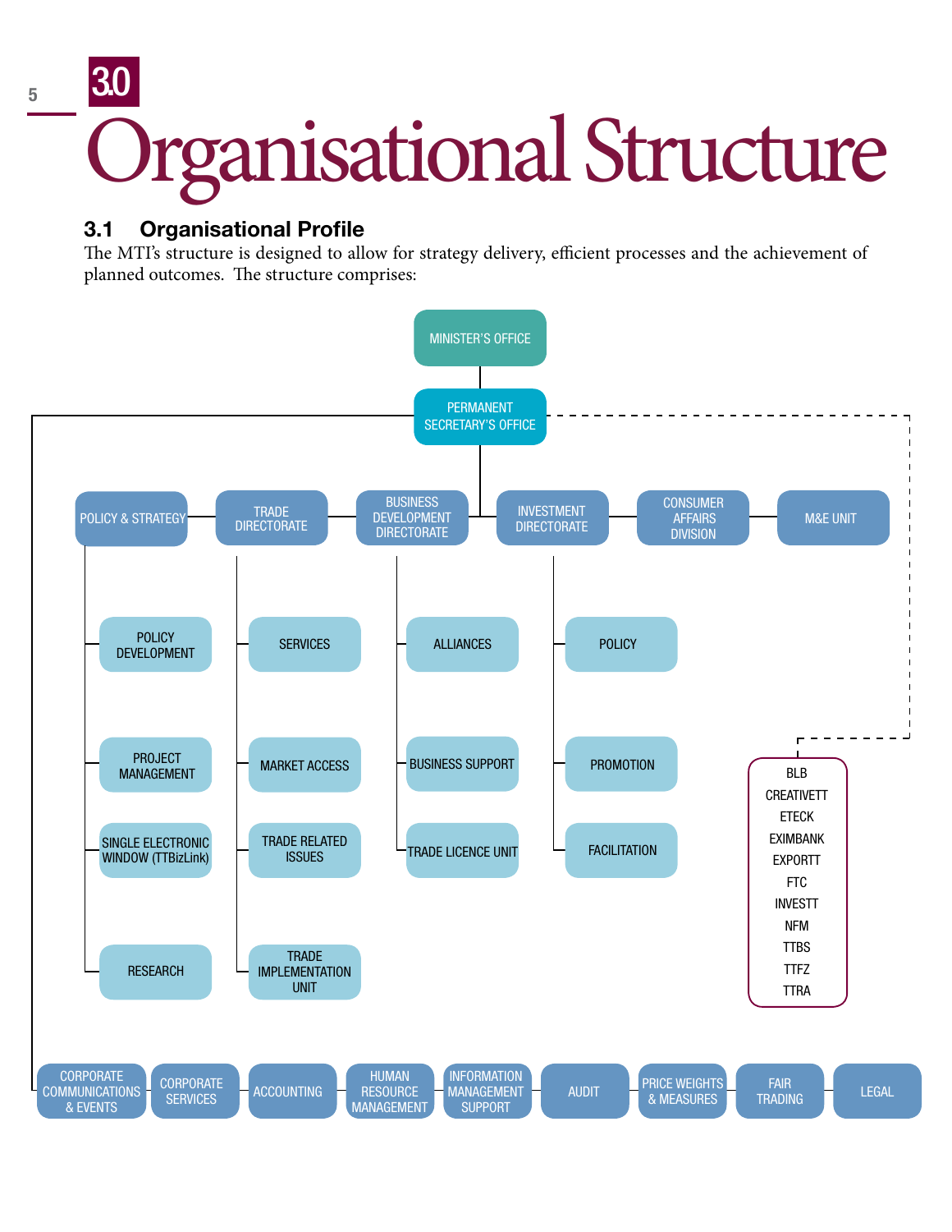# 3.0 Organisational Structure

## 3.1 Organisational Profile

The MTI's structure is designed to allow for strategy delivery, efficient processes and the achievement of planned outcomes. The structure comprises:

- MINISTER'S OFFICE
  - PERMANENT SECRETARY'S OFFICE
    - POLICY & STRATEGY
      - POLICY DEVELOPMENT
      - PROJECT MANAGEMENT
      - SINGLE ELECTRONIC WINDOW (TTBizLink)
      - RESEARCH
    - TRADE DIRECTORATE
      - SERVICES
      - MARKET ACCESS
      - TRADE RELATED ISSUES
      - TRADE IMPLEMENTATION UNIT
    - BUSINESS DEVELOPMENT DIRECTORATE
      - ALLIANCES
      - BUSINESS SUPPORT
      - TRADE LICENCE UNIT
    - INVESTMENT DIRECTORATE
      - POLICY
      - PROMOTION
      - FACILITATION
    - CONSUMER AFFAIRS DIVISION
    - M&E UNIT
    - CORPORATE COMMUNICATIONS & EVENTS
    - CORPORATE SERVICES
    - ACCOUNTING
    - HUMAN RESOURCE MANAGEMENT
    - INFORMATION MANAGEMENT SUPPORT
    - AUDIT
    - PRICE WEIGHTS & MEASURES
    - FAIR TRADING
    - LEGAL
    - BLB, CREATIVETT, ETECK, EXIMBANK, EXPORTT, FTC, INVESTT, NFM, TTBS, TTFZ, TTRA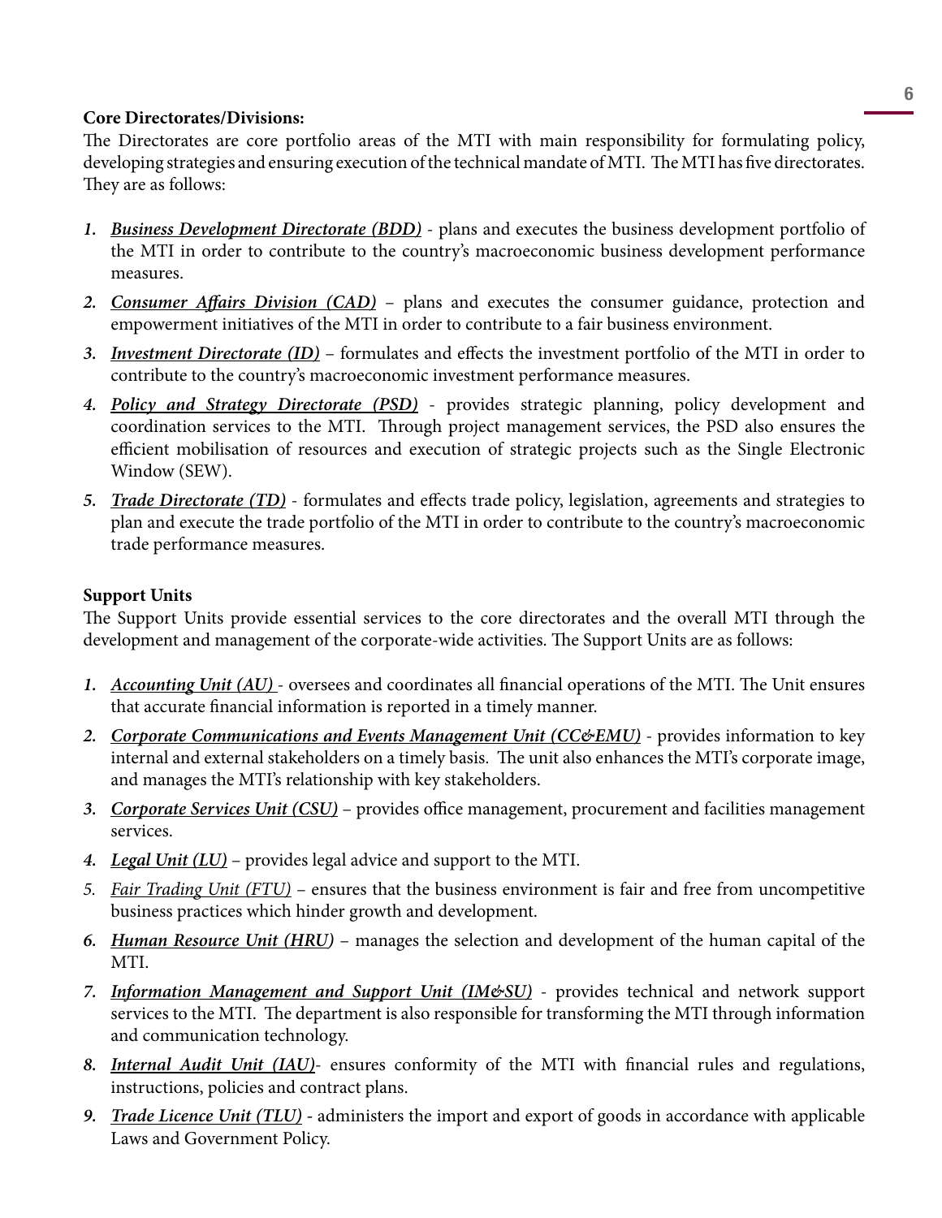**Core Directorates/Divisions:**

The Directorates are core portfolio areas of the MTI with main responsibility for formulating policy, developing strategies and ensuring execution of the technical mandate of MTI. The MTI has five directorates. They are as follows:

1. ***Business Development Directorate (BDD)*** - plans and executes the business development portfolio of the MTI in order to contribute to the country's macroeconomic business development performance measures.
2. ***Consumer Affairs Division (CAD)*** – plans and executes the consumer guidance, protection and empowerment initiatives of the MTI in order to contribute to a fair business environment.
3. ***Investment Directorate (ID)*** – formulates and effects the investment portfolio of the MTI in order to contribute to the country's macroeconomic investment performance measures.
4. ***Policy and Strategy Directorate (PSD)*** - provides strategic planning, policy development and coordination services to the MTI. Through project management services, the PSD also ensures the efficient mobilisation of resources and execution of strategic projects such as the Single Electronic Window (SEW).
5. ***Trade Directorate (TD)*** - formulates and effects trade policy, legislation, agreements and strategies to plan and execute the trade portfolio of the MTI in order to contribute to the country's macroeconomic trade performance measures.

**Support Units**

The Support Units provide essential services to the core directorates and the overall MTI through the development and management of the corporate-wide activities. The Support Units are as follows:

1. ***Accounting Unit (AU)*** - oversees and coordinates all financial operations of the MTI. The Unit ensures that accurate financial information is reported in a timely manner.
2. ***Corporate Communications and Events Management Unit (CC&EMU)*** - provides information to key internal and external stakeholders on a timely basis. The unit also enhances the MTI's corporate image, and manages the MTI's relationship with key stakeholders.
3. ***Corporate Services Unit (CSU)*** – provides office management, procurement and facilities management services.
4. ***Legal Unit (LU)*** – provides legal advice and support to the MTI.
5. *Fair Trading Unit (FTU)* – ensures that the business environment is fair and free from uncompetitive business practices which hinder growth and development.
6. ***Human Resource Unit (HRU)*** – manages the selection and development of the human capital of the MTI.
7. ***Information Management and Support Unit (IM&SU)*** - provides technical and network support services to the MTI. The department is also responsible for transforming the MTI through information and communication technology.
8. ***Internal Audit Unit (IAU)***- ensures conformity of the MTI with financial rules and regulations, instructions, policies and contract plans.
9. ***Trade Licence Unit (TLU)*** - administers the import and export of goods in accordance with applicable Laws and Government Policy.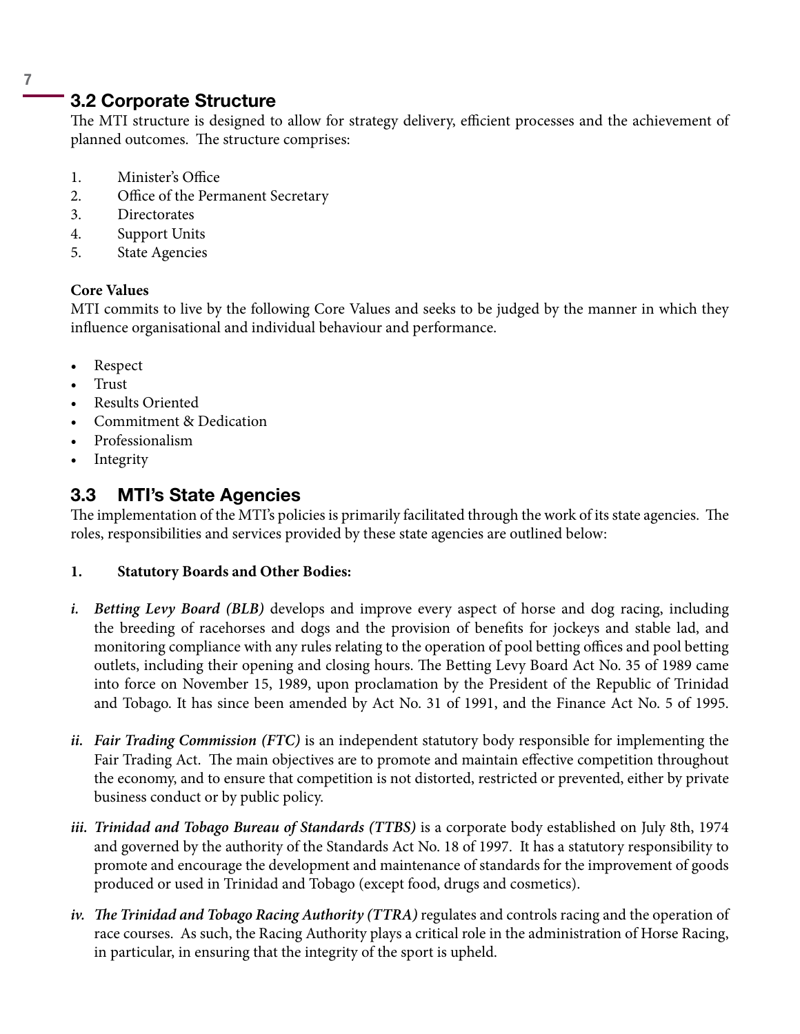## 3.2 Corporate Structure

The MTI structure is designed to allow for strategy delivery, efficient processes and the achievement of planned outcomes. The structure comprises:

1. Minister's Office
2. Office of the Permanent Secretary
3. Directorates
4. Support Units
5. State Agencies

**Core Values**

MTI commits to live by the following Core Values and seeks to be judged by the manner in which they influence organisational and individual behaviour and performance.

- Respect
- Trust
- Results Oriented
- Commitment & Dedication
- Professionalism
- Integrity

## 3.3 MTI's State Agencies

The implementation of the MTI's policies is primarily facilitated through the work of its state agencies. The roles, responsibilities and services provided by these state agencies are outlined below:

**1. Statutory Boards and Other Bodies:**

*i.* ***Betting Levy Board (BLB)*** develops and improve every aspect of horse and dog racing, including the breeding of racehorses and dogs and the provision of benefits for jockeys and stable lad, and monitoring compliance with any rules relating to the operation of pool betting offices and pool betting outlets, including their opening and closing hours. The Betting Levy Board Act No. 35 of 1989 came into force on November 15, 1989, upon proclamation by the President of the Republic of Trinidad and Tobago. It has since been amended by Act No. 31 of 1991, and the Finance Act No. 5 of 1995.

*ii.* ***Fair Trading Commission (FTC)*** is an independent statutory body responsible for implementing the Fair Trading Act. The main objectives are to promote and maintain effective competition throughout the economy, and to ensure that competition is not distorted, restricted or prevented, either by private business conduct or by public policy.

*iii.* ***Trinidad and Tobago Bureau of Standards (TTBS)*** is a corporate body established on July 8th, 1974 and governed by the authority of the Standards Act No. 18 of 1997. It has a statutory responsibility to promote and encourage the development and maintenance of standards for the improvement of goods produced or used in Trinidad and Tobago (except food, drugs and cosmetics).

*iv.* ***The Trinidad and Tobago Racing Authority (TTRA)*** regulates and controls racing and the operation of race courses. As such, the Racing Authority plays a critical role in the administration of Horse Racing, in particular, in ensuring that the integrity of the sport is upheld.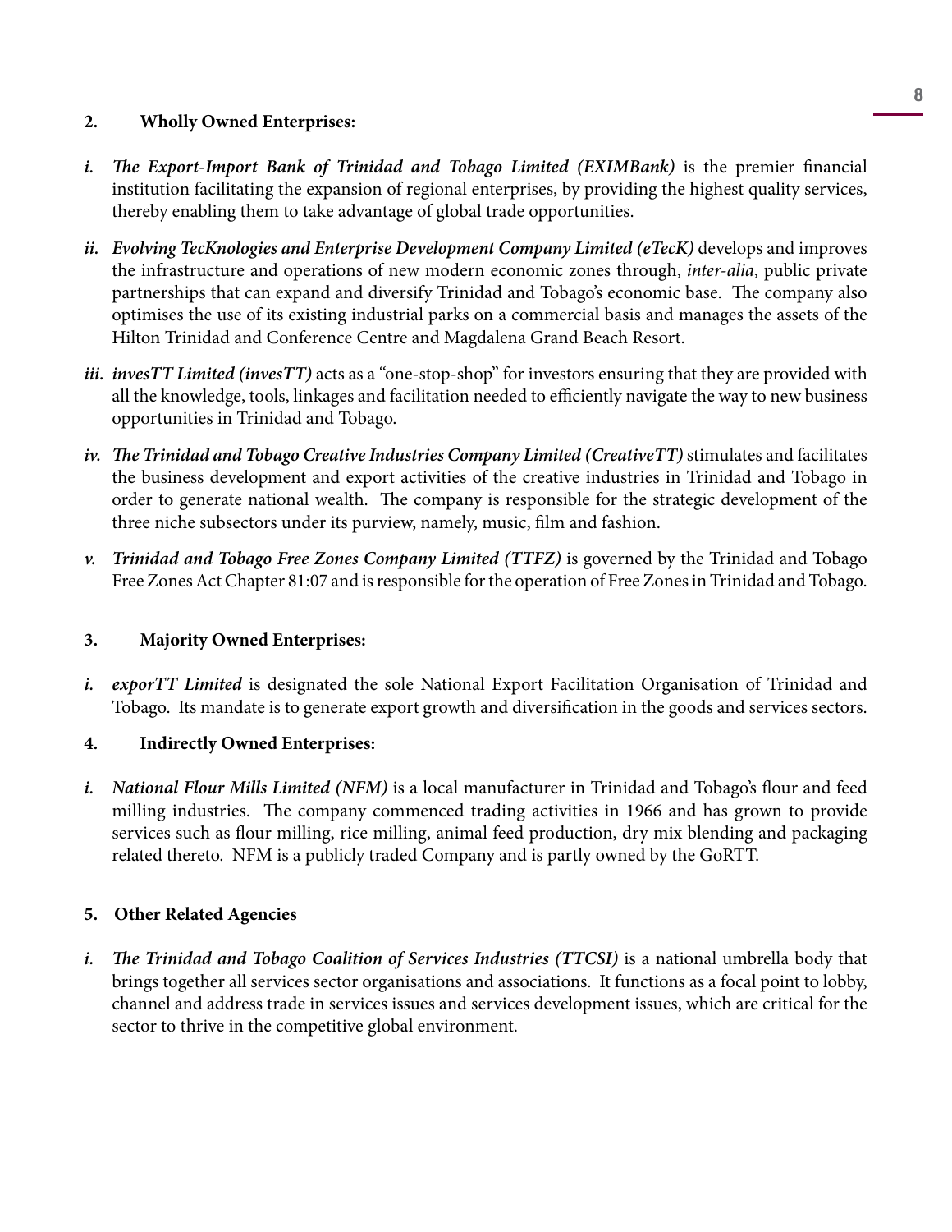**2. Wholly Owned Enterprises:**

- *i.* ***The Export-Import Bank of Trinidad and Tobago Limited (EXIMBank)*** is the premier financial institution facilitating the expansion of regional enterprises, by providing the highest quality services, thereby enabling them to take advantage of global trade opportunities.

- *ii.* ***Evolving TecKnologies and Enterprise Development Company Limited (eTecK)*** develops and improves the infrastructure and operations of new modern economic zones through, *inter-alia*, public private partnerships that can expand and diversify Trinidad and Tobago's economic base. The company also optimises the use of its existing industrial parks on a commercial basis and manages the assets of the Hilton Trinidad and Conference Centre and Magdalena Grand Beach Resort.

- *iii.* ***invesTT Limited (invesTT)*** acts as a "one-stop-shop" for investors ensuring that they are provided with all the knowledge, tools, linkages and facilitation needed to efficiently navigate the way to new business opportunities in Trinidad and Tobago.

- *iv.* ***The Trinidad and Tobago Creative Industries Company Limited (CreativeTT)*** stimulates and facilitates the business development and export activities of the creative industries in Trinidad and Tobago in order to generate national wealth. The company is responsible for the strategic development of the three niche subsectors under its purview, namely, music, film and fashion.

- *v.* ***Trinidad and Tobago Free Zones Company Limited (TTFZ)*** is governed by the Trinidad and Tobago Free Zones Act Chapter 81:07 and is responsible for the operation of Free Zones in Trinidad and Tobago.

**3. Majority Owned Enterprises:**

- *i.* ***exporTT Limited*** is designated the sole National Export Facilitation Organisation of Trinidad and Tobago. Its mandate is to generate export growth and diversification in the goods and services sectors.

**4. Indirectly Owned Enterprises:**

- *i.* ***National Flour Mills Limited (NFM)*** is a local manufacturer in Trinidad and Tobago's flour and feed milling industries. The company commenced trading activities in 1966 and has grown to provide services such as flour milling, rice milling, animal feed production, dry mix blending and packaging related thereto. NFM is a publicly traded Company and is partly owned by the GoRTT.

**5. Other Related Agencies**

- *i.* ***The Trinidad and Tobago Coalition of Services Industries (TTCSI)*** is a national umbrella body that brings together all services sector organisations and associations. It functions as a focal point to lobby, channel and address trade in services issues and services development issues, which are critical for the sector to thrive in the competitive global environment.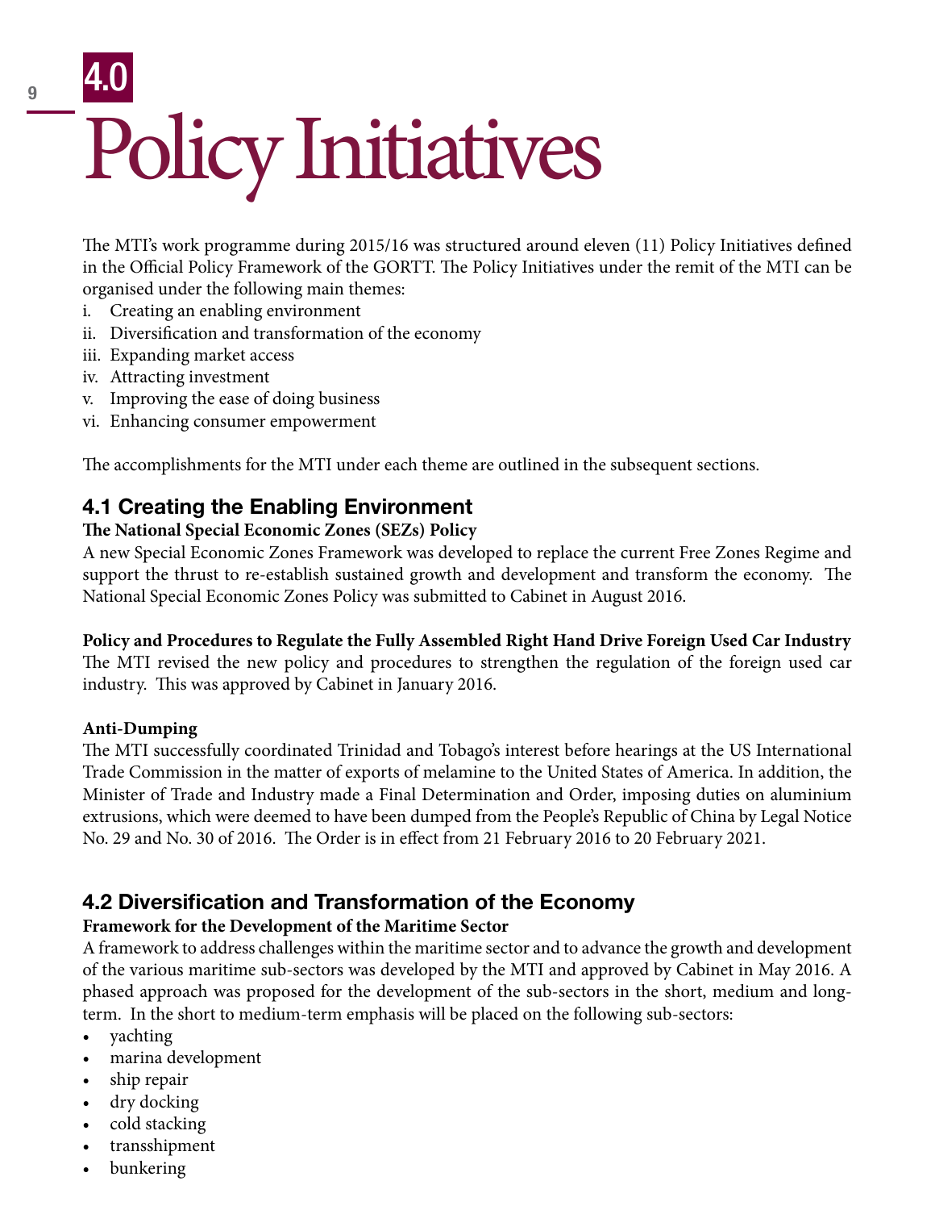# 4.0 Policy Initiatives

The MTI's work programme during 2015/16 was structured around eleven (11) Policy Initiatives defined in the Official Policy Framework of the GORTT. The Policy Initiatives under the remit of the MTI can be organised under the following main themes:

i. Creating an enabling environment
ii. Diversification and transformation of the economy
iii. Expanding market access
iv. Attracting investment
v. Improving the ease of doing business
vi. Enhancing consumer empowerment

The accomplishments for the MTI under each theme are outlined in the subsequent sections.

## 4.1 Creating the Enabling Environment

**The National Special Economic Zones (SEZs) Policy**

A new Special Economic Zones Framework was developed to replace the current Free Zones Regime and support the thrust to re-establish sustained growth and development and transform the economy. The National Special Economic Zones Policy was submitted to Cabinet in August 2016.

**Policy and Procedures to Regulate the Fully Assembled Right Hand Drive Foreign Used Car Industry**

The MTI revised the new policy and procedures to strengthen the regulation of the foreign used car industry. This was approved by Cabinet in January 2016.

**Anti-Dumping**

The MTI successfully coordinated Trinidad and Tobago's interest before hearings at the US International Trade Commission in the matter of exports of melamine to the United States of America. In addition, the Minister of Trade and Industry made a Final Determination and Order, imposing duties on aluminium extrusions, which were deemed to have been dumped from the People's Republic of China by Legal Notice No. 29 and No. 30 of 2016. The Order is in effect from 21 February 2016 to 20 February 2021.

## 4.2 Diversification and Transformation of the Economy

**Framework for the Development of the Maritime Sector**

A framework to address challenges within the maritime sector and to advance the growth and development of the various maritime sub-sectors was developed by the MTI and approved by Cabinet in May 2016. A phased approach was proposed for the development of the sub-sectors in the short, medium and long-term. In the short to medium-term emphasis will be placed on the following sub-sectors:

- yachting
- marina development
- ship repair
- dry docking
- cold stacking
- transshipment
- bunkering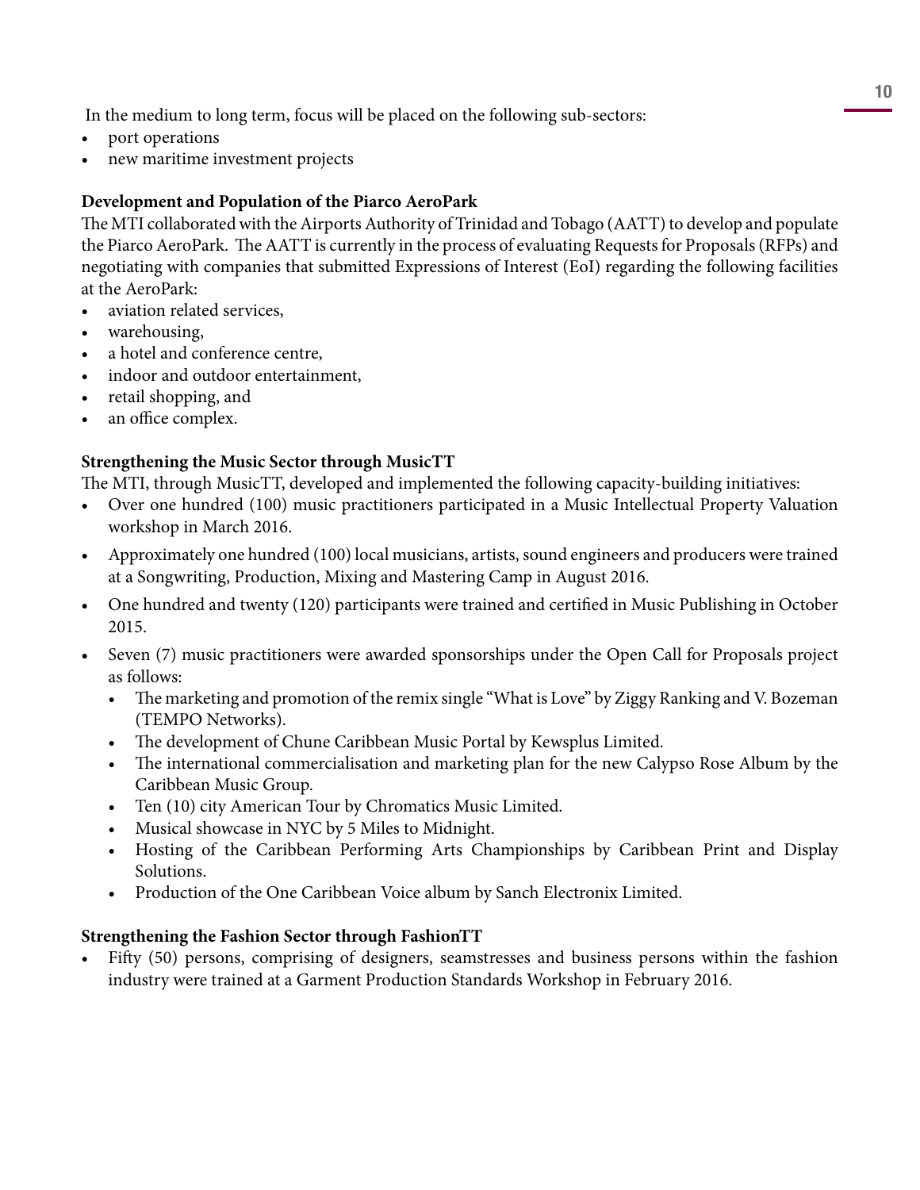In the medium to long term, focus will be placed on the following sub-sectors:

- port operations
- new maritime investment projects

**Development and Population of the Piarco AeroPark**

The MTI collaborated with the Airports Authority of Trinidad and Tobago (AATT) to develop and populate the Piarco AeroPark. The AATT is currently in the process of evaluating Requests for Proposals (RFPs) and negotiating with companies that submitted Expressions of Interest (EoI) regarding the following facilities at the AeroPark:

- aviation related services,
- warehousing,
- a hotel and conference centre,
- indoor and outdoor entertainment,
- retail shopping, and
- an office complex.

**Strengthening the Music Sector through MusicTT**

The MTI, through MusicTT, developed and implemented the following capacity-building initiatives:

- Over one hundred (100) music practitioners participated in a Music Intellectual Property Valuation workshop in March 2016.
- Approximately one hundred (100) local musicians, artists, sound engineers and producers were trained at a Songwriting, Production, Mixing and Mastering Camp in August 2016.
- One hundred and twenty (120) participants were trained and certified in Music Publishing in October 2015.
- Seven (7) music practitioners were awarded sponsorships under the Open Call for Proposals project as follows:
  - The marketing and promotion of the remix single "What is Love" by Ziggy Ranking and V. Bozeman (TEMPO Networks).
  - The development of Chune Caribbean Music Portal by Kewsplus Limited.
  - The international commercialisation and marketing plan for the new Calypso Rose Album by the Caribbean Music Group.
  - Ten (10) city American Tour by Chromatics Music Limited.
  - Musical showcase in NYC by 5 Miles to Midnight.
  - Hosting of the Caribbean Performing Arts Championships by Caribbean Print and Display Solutions.
  - Production of the One Caribbean Voice album by Sanch Electronix Limited.

**Strengthening the Fashion Sector through FashionTT**

- Fifty (50) persons, comprising of designers, seamstresses and business persons within the fashion industry were trained at a Garment Production Standards Workshop in February 2016.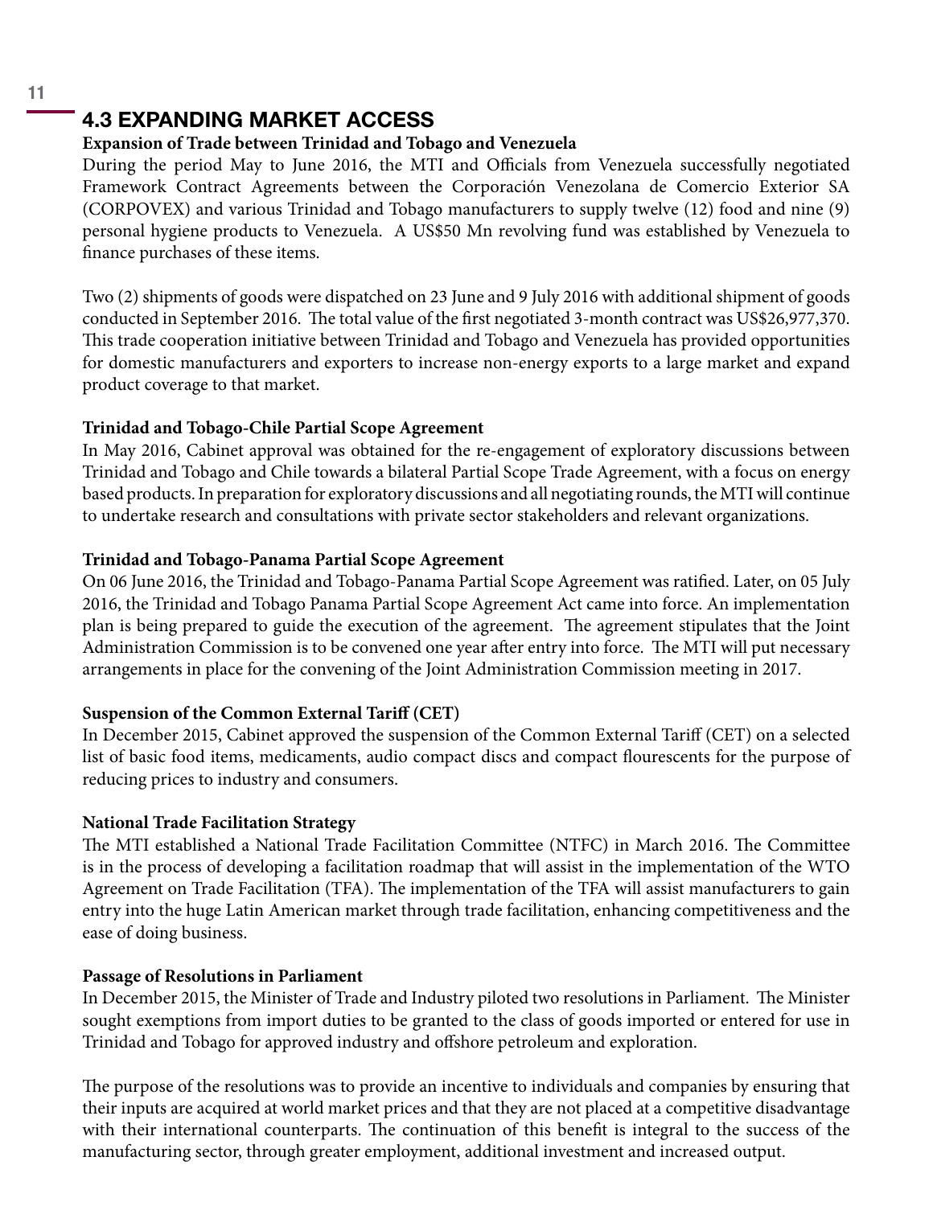## 4.3 EXPANDING MARKET ACCESS

**Expansion of Trade between Trinidad and Tobago and Venezuela**

During the period May to June 2016, the MTI and Officials from Venezuela successfully negotiated Framework Contract Agreements between the Corporación Venezolana de Comercio Exterior SA (CORPOVEX) and various Trinidad and Tobago manufacturers to supply twelve (12) food and nine (9) personal hygiene products to Venezuela. A US$50 Mn revolving fund was established by Venezuela to finance purchases of these items.

Two (2) shipments of goods were dispatched on 23 June and 9 July 2016 with additional shipment of goods conducted in September 2016. The total value of the first negotiated 3-month contract was US$26,977,370. This trade cooperation initiative between Trinidad and Tobago and Venezuela has provided opportunities for domestic manufacturers and exporters to increase non-energy exports to a large market and expand product coverage to that market.

**Trinidad and Tobago-Chile Partial Scope Agreement**

In May 2016, Cabinet approval was obtained for the re-engagement of exploratory discussions between Trinidad and Tobago and Chile towards a bilateral Partial Scope Trade Agreement, with a focus on energy based products. In preparation for exploratory discussions and all negotiating rounds, the MTI will continue to undertake research and consultations with private sector stakeholders and relevant organizations.

**Trinidad and Tobago-Panama Partial Scope Agreement**

On 06 June 2016, the Trinidad and Tobago-Panama Partial Scope Agreement was ratified. Later, on 05 July 2016, the Trinidad and Tobago Panama Partial Scope Agreement Act came into force. An implementation plan is being prepared to guide the execution of the agreement. The agreement stipulates that the Joint Administration Commission is to be convened one year after entry into force. The MTI will put necessary arrangements in place for the convening of the Joint Administration Commission meeting in 2017.

**Suspension of the Common External Tariff (CET)**

In December 2015, Cabinet approved the suspension of the Common External Tariff (CET) on a selected list of basic food items, medicaments, audio compact discs and compact flourescents for the purpose of reducing prices to industry and consumers.

**National Trade Facilitation Strategy**

The MTI established a National Trade Facilitation Committee (NTFC) in March 2016. The Committee is in the process of developing a facilitation roadmap that will assist in the implementation of the WTO Agreement on Trade Facilitation (TFA). The implementation of the TFA will assist manufacturers to gain entry into the huge Latin American market through trade facilitation, enhancing competitiveness and the ease of doing business.

**Passage of Resolutions in Parliament**

In December 2015, the Minister of Trade and Industry piloted two resolutions in Parliament. The Minister sought exemptions from import duties to be granted to the class of goods imported or entered for use in Trinidad and Tobago for approved industry and offshore petroleum and exploration.

The purpose of the resolutions was to provide an incentive to individuals and companies by ensuring that their inputs are acquired at world market prices and that they are not placed at a competitive disadvantage with their international counterparts. The continuation of this benefit is integral to the success of the manufacturing sector, through greater employment, additional investment and increased output.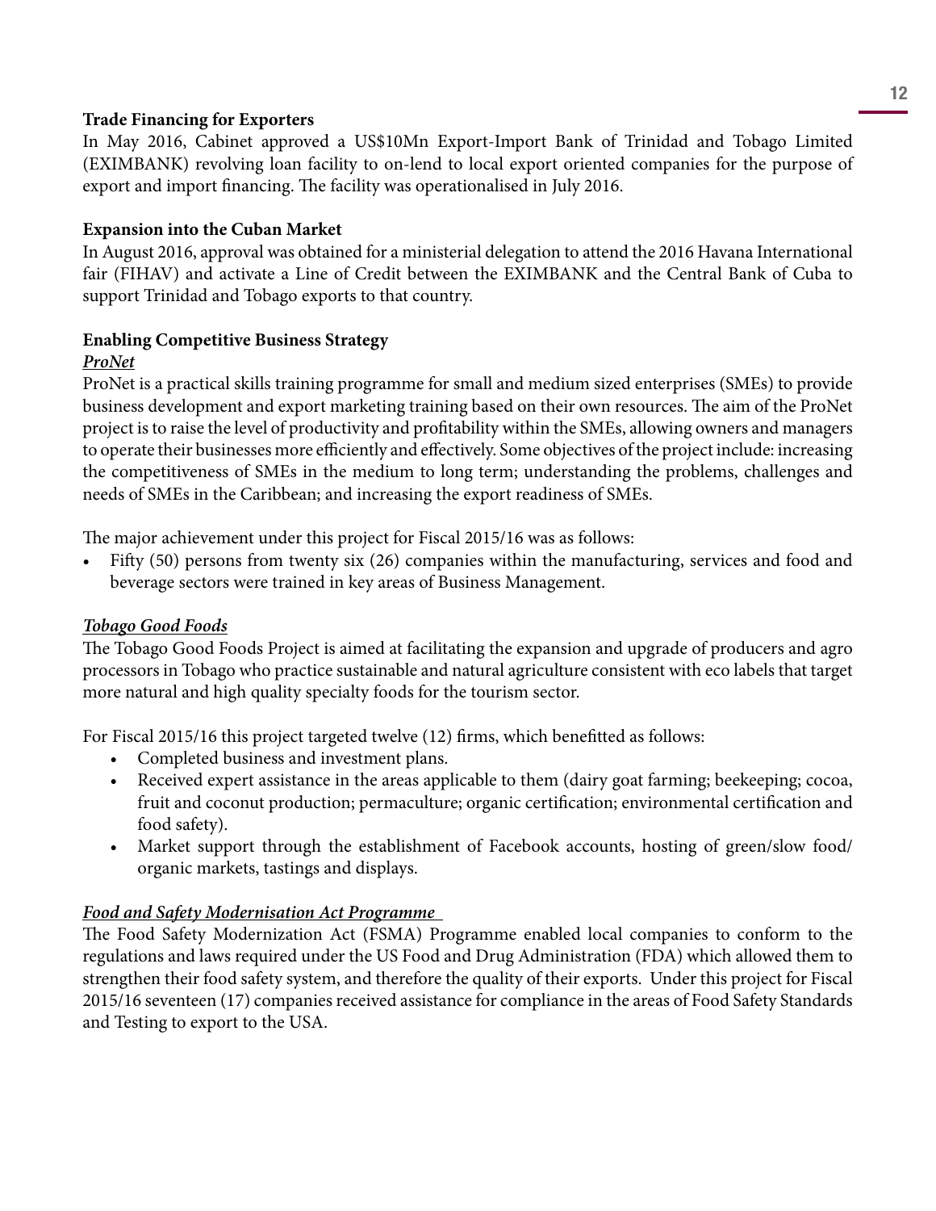**Trade Financing for Exporters**

In May 2016, Cabinet approved a US$10Mn Export-Import Bank of Trinidad and Tobago Limited (EXIMBANK) revolving loan facility to on-lend to local export oriented companies for the purpose of export and import financing. The facility was operationalised in July 2016.

**Expansion into the Cuban Market**

In August 2016, approval was obtained for a ministerial delegation to attend the 2016 Havana International fair (FIHAV) and activate a Line of Credit between the EXIMBANK and the Central Bank of Cuba to support Trinidad and Tobago exports to that country.

**Enabling Competitive Business Strategy**

***ProNet***

ProNet is a practical skills training programme for small and medium sized enterprises (SMEs) to provide business development and export marketing training based on their own resources. The aim of the ProNet project is to raise the level of productivity and profitability within the SMEs, allowing owners and managers to operate their businesses more efficiently and effectively. Some objectives of the project include: increasing the competitiveness of SMEs in the medium to long term; understanding the problems, challenges and needs of SMEs in the Caribbean; and increasing the export readiness of SMEs.

The major achievement under this project for Fiscal 2015/16 was as follows:

- Fifty (50) persons from twenty six (26) companies within the manufacturing, services and food and beverage sectors were trained in key areas of Business Management.

***Tobago Good Foods***

The Tobago Good Foods Project is aimed at facilitating the expansion and upgrade of producers and agro processors in Tobago who practice sustainable and natural agriculture consistent with eco labels that target more natural and high quality specialty foods for the tourism sector.

For Fiscal 2015/16 this project targeted twelve (12) firms, which benefitted as follows:

- Completed business and investment plans.
- Received expert assistance in the areas applicable to them (dairy goat farming; beekeeping; cocoa, fruit and coconut production; permaculture; organic certification; environmental certification and food safety).
- Market support through the establishment of Facebook accounts, hosting of green/slow food/ organic markets, tastings and displays.

***Food and Safety Modernisation Act Programme***

The Food Safety Modernization Act (FSMA) Programme enabled local companies to conform to the regulations and laws required under the US Food and Drug Administration (FDA) which allowed them to strengthen their food safety system, and therefore the quality of their exports. Under this project for Fiscal 2015/16 seventeen (17) companies received assistance for compliance in the areas of Food Safety Standards and Testing to export to the USA.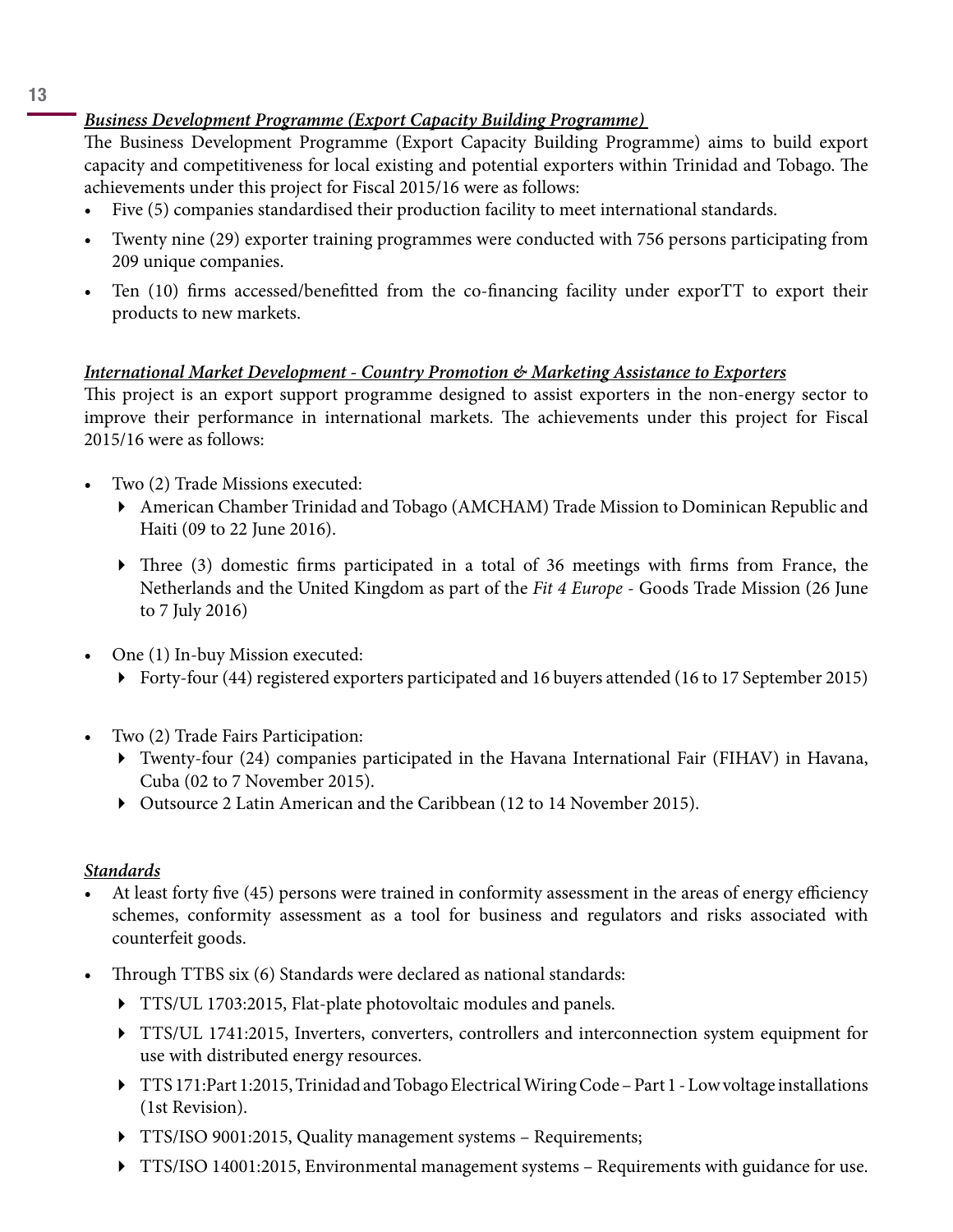***Business Development Programme (Export Capacity Building Programme)***

The Business Development Programme (Export Capacity Building Programme) aims to build export capacity and competitiveness for local existing and potential exporters within Trinidad and Tobago. The achievements under this project for Fiscal 2015/16 were as follows:

- Five (5) companies standardised their production facility to meet international standards.
- Twenty nine (29) exporter training programmes were conducted with 756 persons participating from 209 unique companies.
- Ten (10) firms accessed/benefitted from the co-financing facility under exporTT to export their products to new markets.

***International Market Development - Country Promotion & Marketing Assistance to Exporters***

This project is an export support programme designed to assist exporters in the non-energy sector to improve their performance in international markets. The achievements under this project for Fiscal 2015/16 were as follows:

- Two (2) Trade Missions executed:
  - American Chamber Trinidad and Tobago (AMCHAM) Trade Mission to Dominican Republic and Haiti (09 to 22 June 2016).
  - Three (3) domestic firms participated in a total of 36 meetings with firms from France, the Netherlands and the United Kingdom as part of the *Fit 4 Europe* - Goods Trade Mission (26 June to 7 July 2016)
- One (1) In-buy Mission executed:
  - Forty-four (44) registered exporters participated and 16 buyers attended (16 to 17 September 2015)
- Two (2) Trade Fairs Participation:
  - Twenty-four (24) companies participated in the Havana International Fair (FIHAV) in Havana, Cuba (02 to 7 November 2015).
  - Outsource 2 Latin American and the Caribbean (12 to 14 November 2015).

***Standards***

- At least forty five (45) persons were trained in conformity assessment in the areas of energy efficiency schemes, conformity assessment as a tool for business and regulators and risks associated with counterfeit goods.
- Through TTBS six (6) Standards were declared as national standards:
  - TTS/UL 1703:2015, Flat-plate photovoltaic modules and panels.
  - TTS/UL 1741:2015, Inverters, converters, controllers and interconnection system equipment for use with distributed energy resources.
  - TTS 171:Part 1:2015, Trinidad and Tobago Electrical Wiring Code – Part 1 - Low voltage installations (1st Revision).
  - TTS/ISO 9001:2015, Quality management systems – Requirements;
  - TTS/ISO 14001:2015, Environmental management systems – Requirements with guidance for use.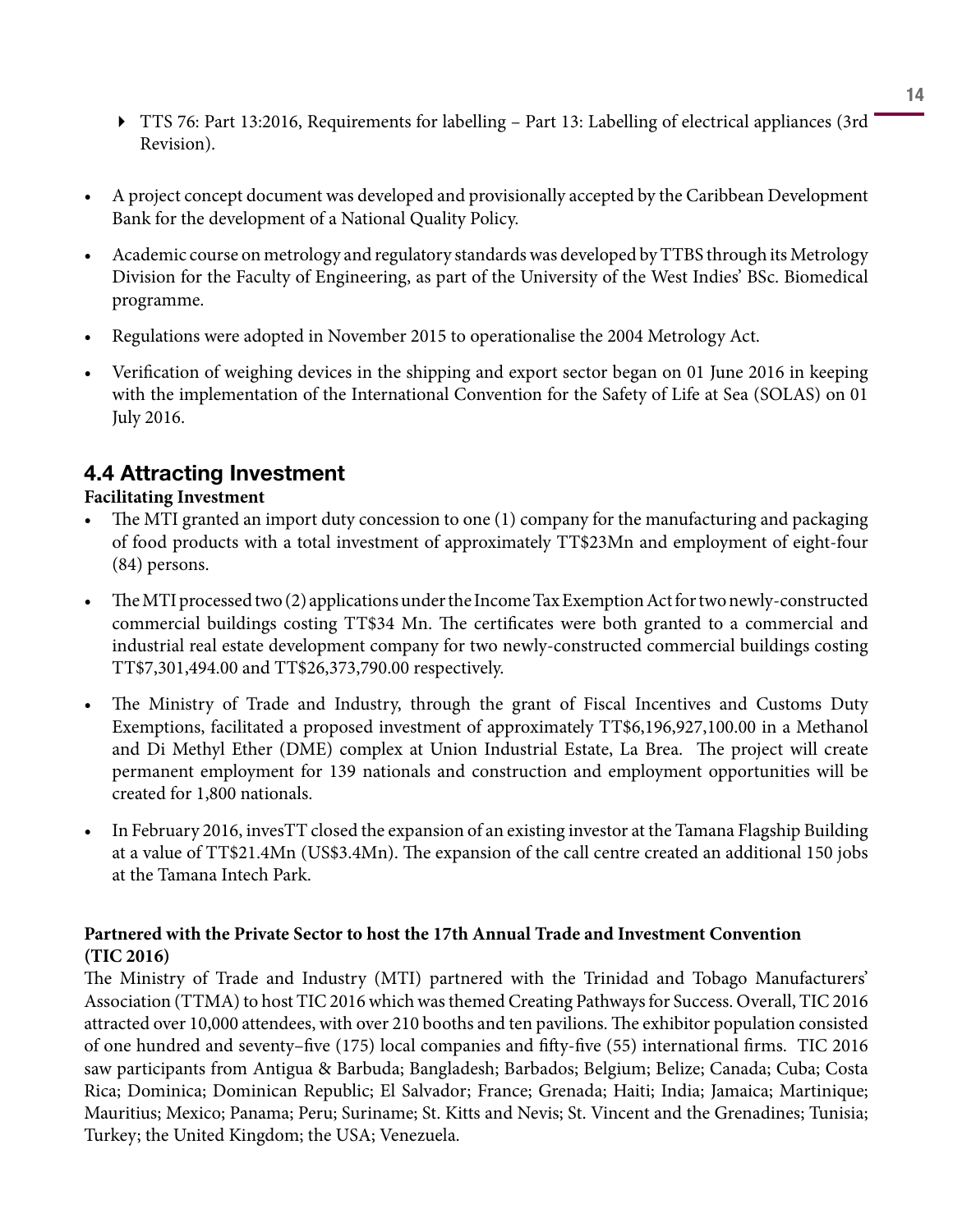- TTS 76: Part 13:2016, Requirements for labelling – Part 13: Labelling of electrical appliances (3rd Revision).

- A project concept document was developed and provisionally accepted by the Caribbean Development Bank for the development of a National Quality Policy.
- Academic course on metrology and regulatory standards was developed by TTBS through its Metrology Division for the Faculty of Engineering, as part of the University of the West Indies' BSc. Biomedical programme.
- Regulations were adopted in November 2015 to operationalise the 2004 Metrology Act.
- Verification of weighing devices in the shipping and export sector began on 01 June 2016 in keeping with the implementation of the International Convention for the Safety of Life at Sea (SOLAS) on 01 July 2016.

## 4.4 Attracting Investment

**Facilitating Investment**

- The MTI granted an import duty concession to one (1) company for the manufacturing and packaging of food products with a total investment of approximately TT$23Mn and employment of eight-four (84) persons.
- The MTI processed two (2) applications under the Income Tax Exemption Act for two newly-constructed commercial buildings costing TT$34 Mn. The certificates were both granted to a commercial and industrial real estate development company for two newly-constructed commercial buildings costing TT$7,301,494.00 and TT$26,373,790.00 respectively.
- The Ministry of Trade and Industry, through the grant of Fiscal Incentives and Customs Duty Exemptions, facilitated a proposed investment of approximately TT$6,196,927,100.00 in a Methanol and Di Methyl Ether (DME) complex at Union Industrial Estate, La Brea. The project will create permanent employment for 139 nationals and construction and employment opportunities will be created for 1,800 nationals.
- In February 2016, invesTT closed the expansion of an existing investor at the Tamana Flagship Building at a value of TT$21.4Mn (US$3.4Mn). The expansion of the call centre created an additional 150 jobs at the Tamana Intech Park.

**Partnered with the Private Sector to host the 17th Annual Trade and Investment Convention (TIC 2016)**

The Ministry of Trade and Industry (MTI) partnered with the Trinidad and Tobago Manufacturers' Association (TTMA) to host TIC 2016 which was themed Creating Pathways for Success. Overall, TIC 2016 attracted over 10,000 attendees, with over 210 booths and ten pavilions. The exhibitor population consisted of one hundred and seventy–five (175) local companies and fifty-five (55) international firms. TIC 2016 saw participants from Antigua & Barbuda; Bangladesh; Barbados; Belgium; Belize; Canada; Cuba; Costa Rica; Dominica; Dominican Republic; El Salvador; France; Grenada; Haiti; India; Jamaica; Martinique; Mauritius; Mexico; Panama; Peru; Suriname; St. Kitts and Nevis; St. Vincent and the Grenadines; Tunisia; Turkey; the United Kingdom; the USA; Venezuela.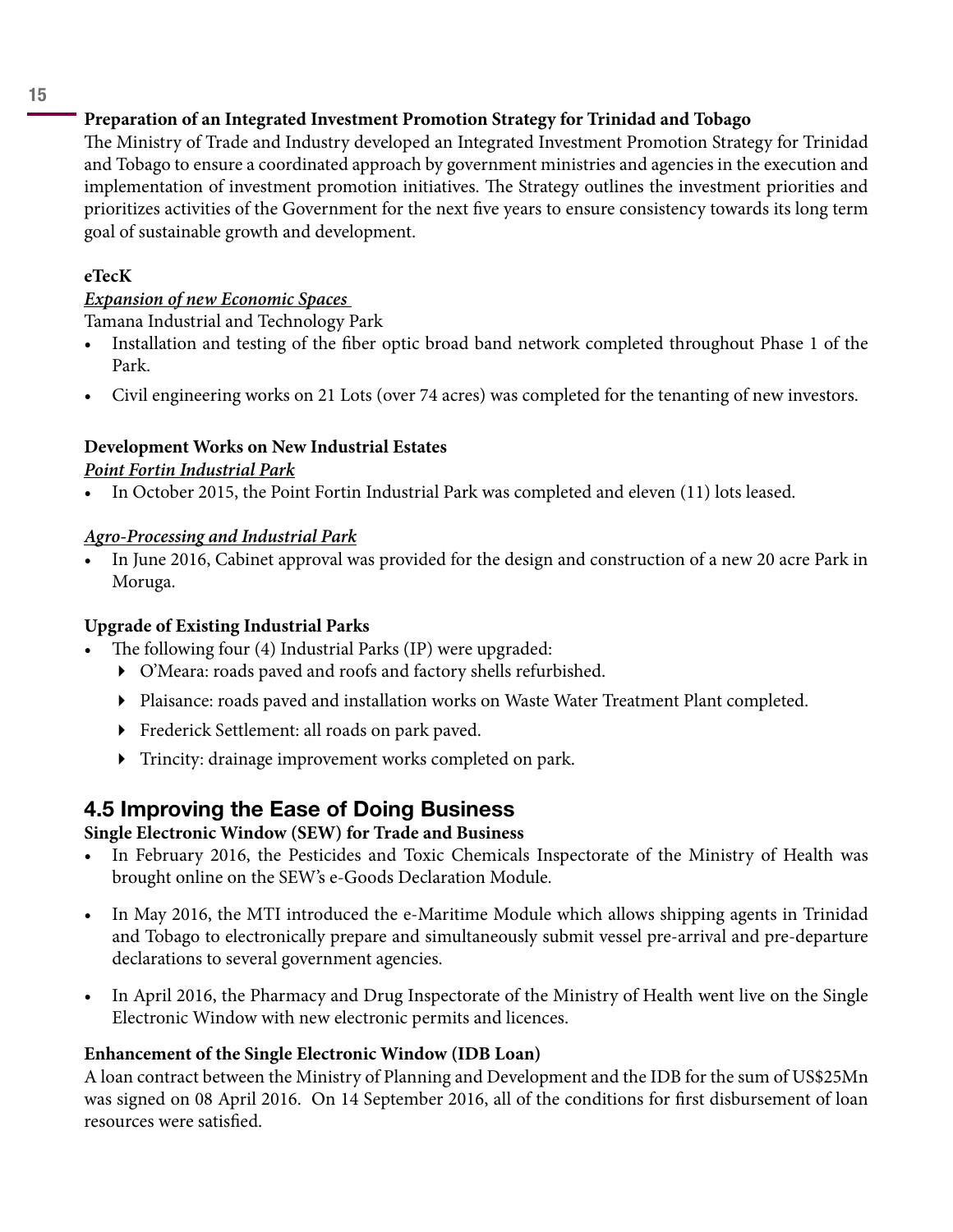**Preparation of an Integrated Investment Promotion Strategy for Trinidad and Tobago**

The Ministry of Trade and Industry developed an Integrated Investment Promotion Strategy for Trinidad and Tobago to ensure a coordinated approach by government ministries and agencies in the execution and implementation of investment promotion initiatives. The Strategy outlines the investment priorities and prioritizes activities of the Government for the next five years to ensure consistency towards its long term goal of sustainable growth and development.

**eTecK**

***Expansion of new Economic Spaces***

Tamana Industrial and Technology Park

- Installation and testing of the fiber optic broad band network completed throughout Phase 1 of the Park.
- Civil engineering works on 21 Lots (over 74 acres) was completed for the tenanting of new investors.

**Development Works on New Industrial Estates**

***Point Fortin Industrial Park***

- In October 2015, the Point Fortin Industrial Park was completed and eleven (11) lots leased.

***Agro-Processing and Industrial Park***

- In June 2016, Cabinet approval was provided for the design and construction of a new 20 acre Park in Moruga.

**Upgrade of Existing Industrial Parks**

- The following four (4) Industrial Parks (IP) were upgraded:
  - O'Meara: roads paved and roofs and factory shells refurbished.
  - Plaisance: roads paved and installation works on Waste Water Treatment Plant completed.
  - Frederick Settlement: all roads on park paved.
  - Trincity: drainage improvement works completed on park.

## 4.5 Improving the Ease of Doing Business

**Single Electronic Window (SEW) for Trade and Business**

- In February 2016, the Pesticides and Toxic Chemicals Inspectorate of the Ministry of Health was brought online on the SEW's e-Goods Declaration Module.
- In May 2016, the MTI introduced the e-Maritime Module which allows shipping agents in Trinidad and Tobago to electronically prepare and simultaneously submit vessel pre-arrival and pre-departure declarations to several government agencies.
- In April 2016, the Pharmacy and Drug Inspectorate of the Ministry of Health went live on the Single Electronic Window with new electronic permits and licences.

**Enhancement of the Single Electronic Window (IDB Loan)**

A loan contract between the Ministry of Planning and Development and the IDB for the sum of US$25Mn was signed on 08 April 2016. On 14 September 2016, all of the conditions for first disbursement of loan resources were satisfied.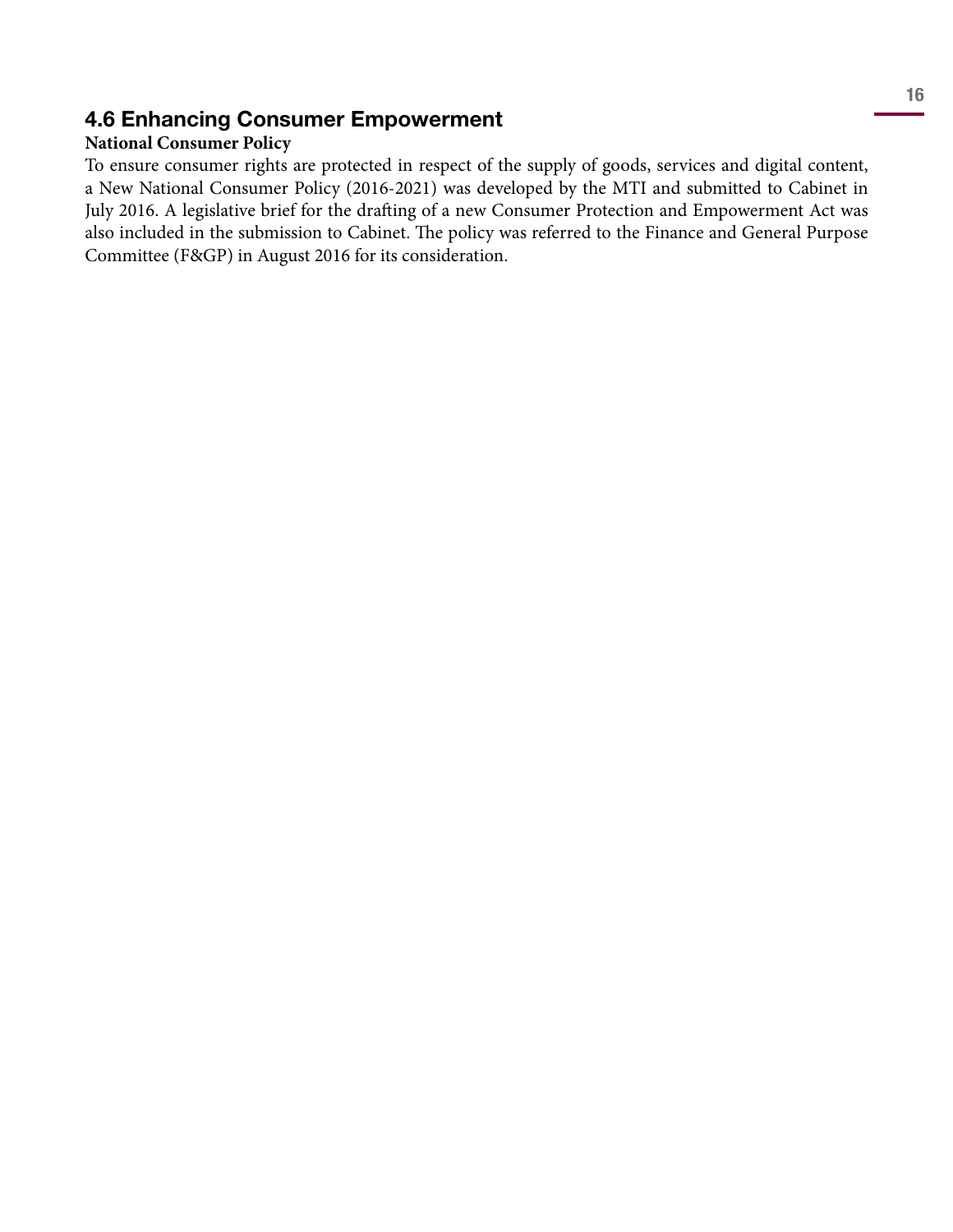## 4.6 Enhancing Consumer Empowerment

**National Consumer Policy**

To ensure consumer rights are protected in respect of the supply of goods, services and digital content, a New National Consumer Policy (2016-2021) was developed by the MTI and submitted to Cabinet in July 2016. A legislative brief for the drafting of a new Consumer Protection and Empowerment Act was also included in the submission to Cabinet. The policy was referred to the Finance and General Purpose Committee (F&GP) in August 2016 for its consideration.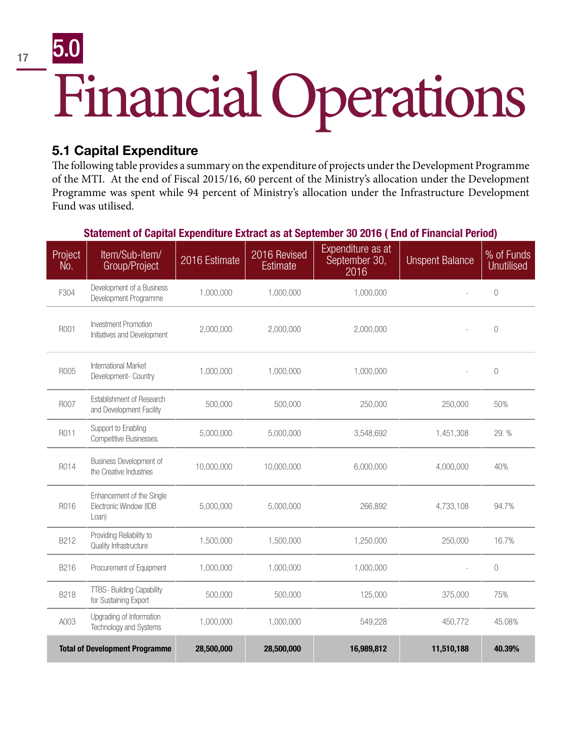# 5.0 Financial Operations

## 5.1 Capital Expenditure

The following table provides a summary on the expenditure of projects under the Development Programme of the MTI. At the end of Fiscal 2015/16, 60 percent of the Ministry's allocation under the Development Programme was spent while 94 percent of Ministry's allocation under the Infrastructure Development Fund was utilised.

**Statement of Capital Expenditure Extract as at September 30 2016 ( End of Financial Period)**

| Project No. | Item/Sub-item/ Group/Project | 2016 Estimate | 2016 Revised Estimate | Expenditure as at September 30, 2016 | Unspent Balance | % of Funds Unutilised |
|---|---|---|---|---|---|---|
| F304 | Development of a Business Development Programme | 1,000,000 | 1,000,000 | 1,000,000 | - | 0 |
| R001 | Investment Promotion Initiatives and Development | 2,000,000 | 2,000,000 | 2,000,000 | - | 0 |
| R005 | International Market Development- Country | 1,000,000 | 1,000,000 | 1,000,000 | - | 0 |
| R007 | Establishment of Research and Development Facility | 500,000 | 500,000 | 250,000 | 250,000 | 50% |
| R011 | Support to Enabling Competitive Businesses. | 5,000,000 | 5,000,000 | 3,548,692 | 1,451,308 | 29. % |
| R014 | Business Development of the Creative Industries | 10,000,000 | 10,000,000 | 6,000,000 | 4,000,000 | 40% |
| R016 | Enhancement of the Single Electronic Window (IDB Loan) | 5,000,000 | 5,000,000 | 266,892 | 4,733,108 | 94.7% |
| B212 | Providing Reliability to Quality Infrastructure | 1,500,000 | 1,500,000 | 1,250,000 | 250,000 | 16.7% |
| B216 | Procurement of Equipment | 1,000,000 | 1,000,000 | 1,000,000 | - | 0 |
| B218 | TTBS- Building Capability for Sustaining Export | 500,000 | 500,000 | 125,000 | 375,000 | 75% |
| A003 | Upgrading of Information Technology and Systems | 1,000,000 | 1,000,000 | 549,228 | 450,772 | 45.08% |
| **Total of Development Programme** | | **28,500,000** | **28,500,000** | **16,989,812** | **11,510,188** | **40.39%** |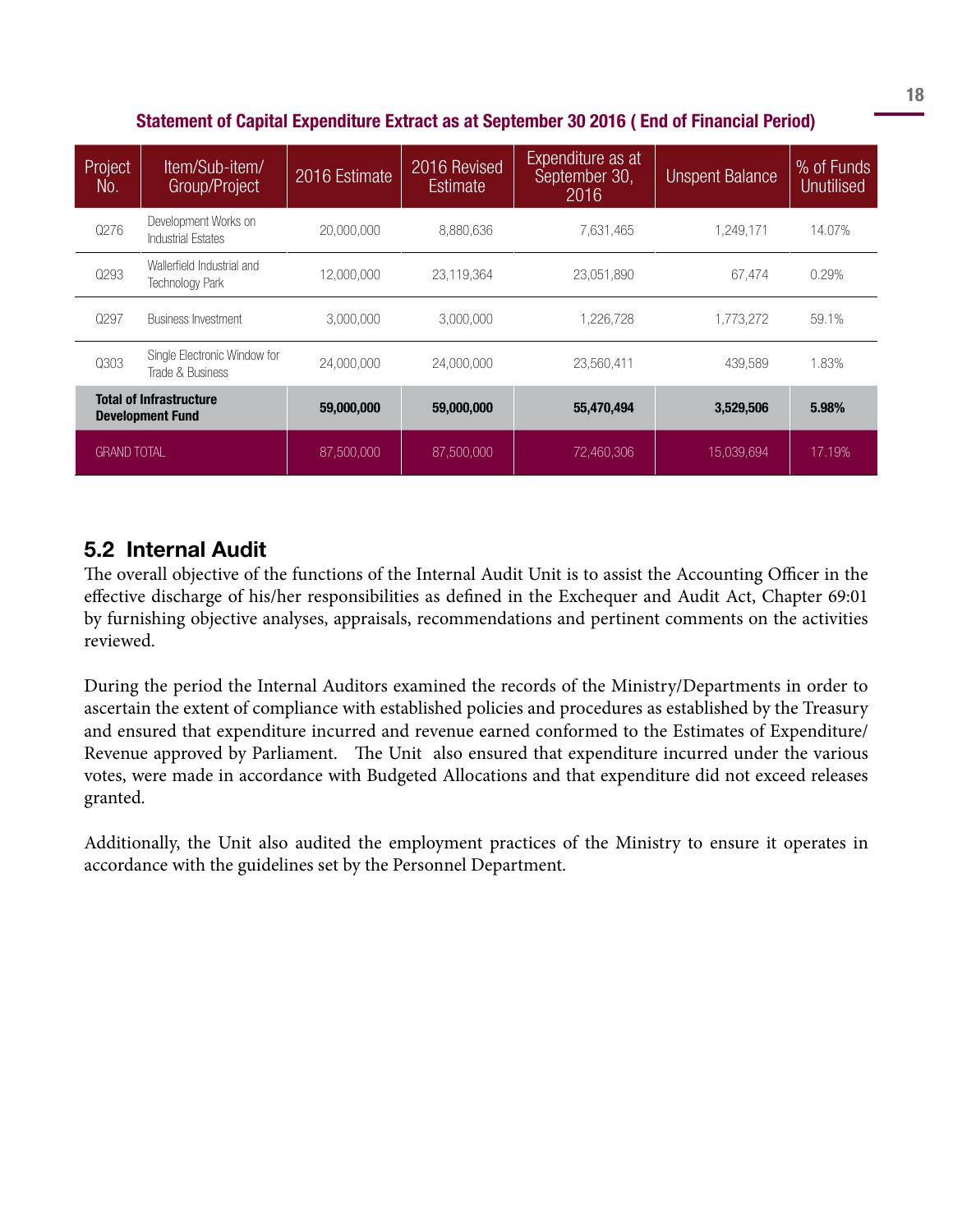**Statement of Capital Expenditure Extract as at September 30 2016 ( End of Financial Period)**

| Project No. | Item/Sub-item/ Group/Project | 2016 Estimate | 2016 Revised Estimate | Expenditure as at September 30, 2016 | Unspent Balance | % of Funds Unutilised |
|---|---|---|---|---|---|---|
| Q276 | Development Works on Industrial Estates | 20,000,000 | 8,880,636 | 7,631,465 | 1,249,171 | 14.07% |
| Q293 | Wallerfield Industrial and Technology Park | 12,000,000 | 23,119,364 | 23,051,890 | 67,474 | 0.29% |
| Q297 | Business Investment | 3,000,000 | 3,000,000 | 1,226,728 | 1,773,272 | 59.1% |
| Q303 | Single Electronic Window for Trade & Business | 24,000,000 | 24,000,000 | 23,560,411 | 439,589 | 1.83% |
| **Total of Infrastructure Development Fund** | | **59,000,000** | **59,000,000** | **55,470,494** | **3,529,506** | **5.98%** |
| GRAND TOTAL | | 87,500,000 | 87,500,000 | 72,460,306 | 15,039,694 | 17.19% |

## 5.2 Internal Audit

The overall objective of the functions of the Internal Audit Unit is to assist the Accounting Officer in the effective discharge of his/her responsibilities as defined in the Exchequer and Audit Act, Chapter 69:01 by furnishing objective analyses, appraisals, recommendations and pertinent comments on the activities reviewed.

During the period the Internal Auditors examined the records of the Ministry/Departments in order to ascertain the extent of compliance with established policies and procedures as established by the Treasury and ensured that expenditure incurred and revenue earned conformed to the Estimates of Expenditure/ Revenue approved by Parliament. The Unit also ensured that expenditure incurred under the various votes, were made in accordance with Budgeted Allocations and that expenditure did not exceed releases granted.

Additionally, the Unit also audited the employment practices of the Ministry to ensure it operates in accordance with the guidelines set by the Personnel Department.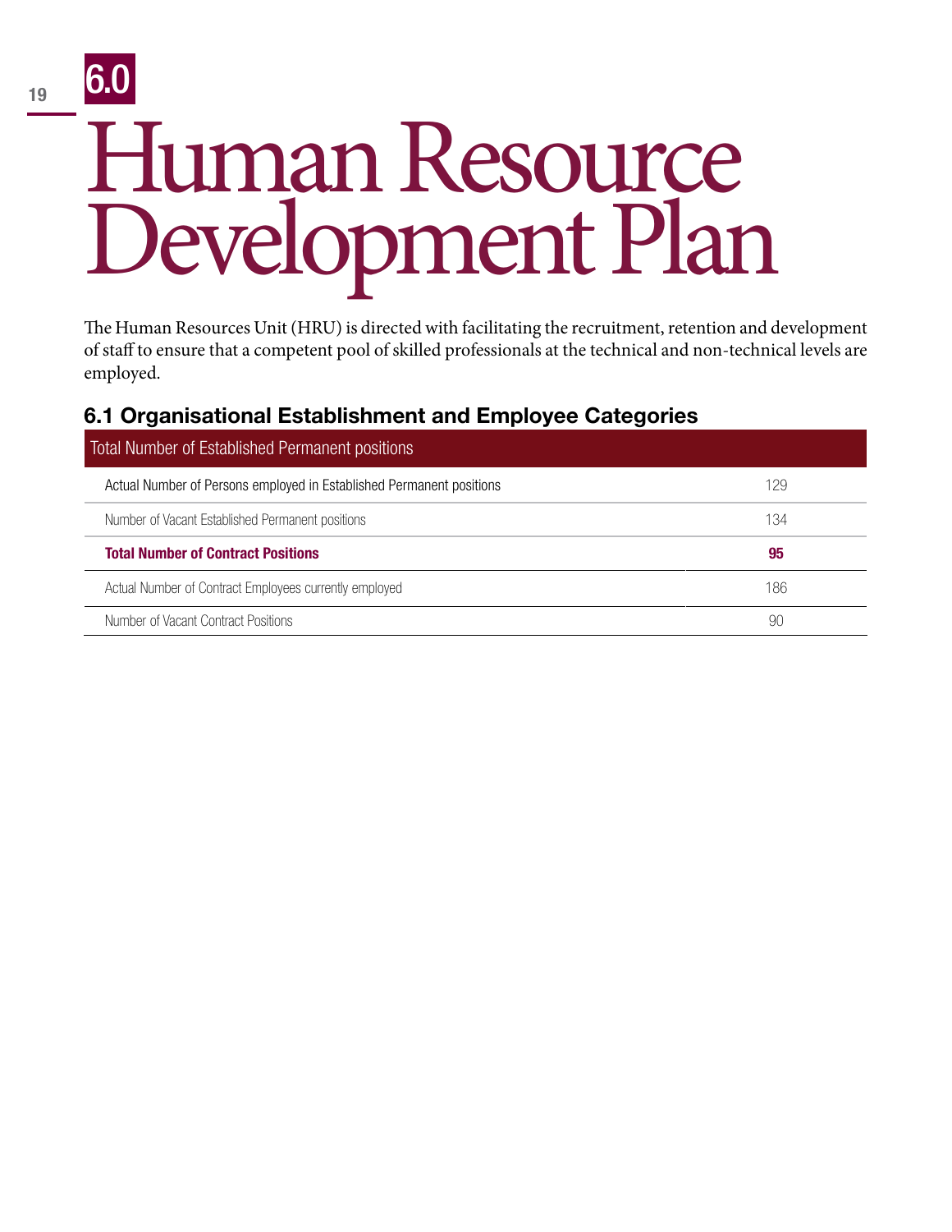# 6.0 Human Resource Development Plan

The Human Resources Unit (HRU) is directed with facilitating the recruitment, retention and development of staff to ensure that a competent pool of skilled professionals at the technical and non-technical levels are employed.

## 6.1 Organisational Establishment and Employee Categories

| Total Number of Established Permanent positions | |
|---|---|
| Actual Number of Persons employed in Established Permanent positions | 129 |
| Number of Vacant Established Permanent positions | 134 |
| **Total Number of Contract Positions** | **95** |
| Actual Number of Contract Employees currently employed | 186 |
| Number of Vacant Contract Positions | 90 |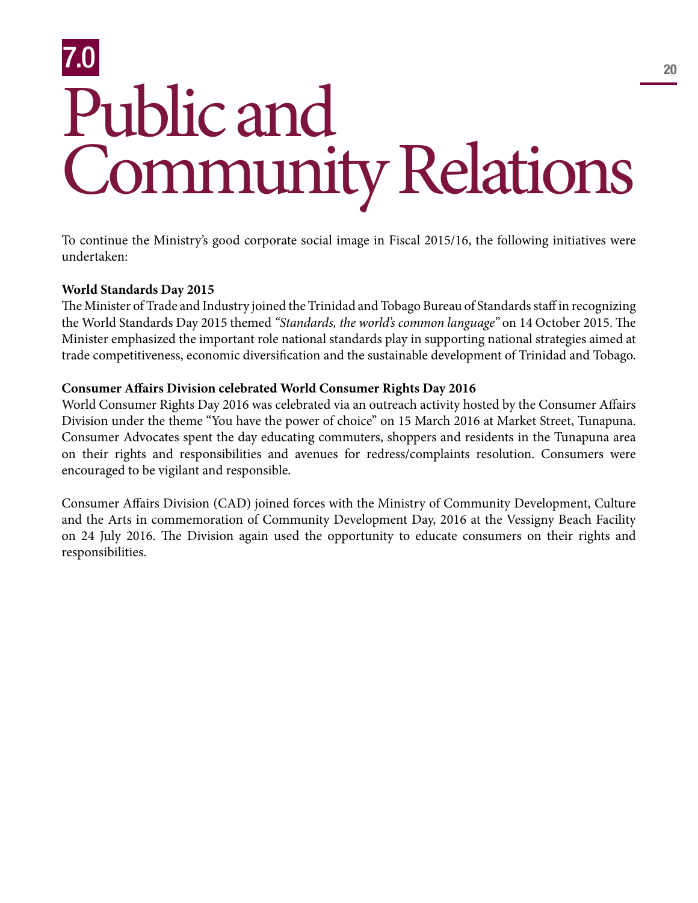# 7.0 Public and Community Relations

To continue the Ministry's good corporate social image in Fiscal 2015/16, the following initiatives were undertaken:

**World Standards Day 2015**

The Minister of Trade and Industry joined the Trinidad and Tobago Bureau of Standards staff in recognizing the World Standards Day 2015 themed *"Standards, the world's common language"* on 14 October 2015. The Minister emphasized the important role national standards play in supporting national strategies aimed at trade competitiveness, economic diversification and the sustainable development of Trinidad and Tobago.

**Consumer Affairs Division celebrated World Consumer Rights Day 2016**

World Consumer Rights Day 2016 was celebrated via an outreach activity hosted by the Consumer Affairs Division under the theme "You have the power of choice" on 15 March 2016 at Market Street, Tunapuna. Consumer Advocates spent the day educating commuters, shoppers and residents in the Tunapuna area on their rights and responsibilities and avenues for redress/complaints resolution. Consumers were encouraged to be vigilant and responsible.

Consumer Affairs Division (CAD) joined forces with the Ministry of Community Development, Culture and the Arts in commemoration of Community Development Day, 2016 at the Vessigny Beach Facility on 24 July 2016. The Division again used the opportunity to educate consumers on their rights and responsibilities.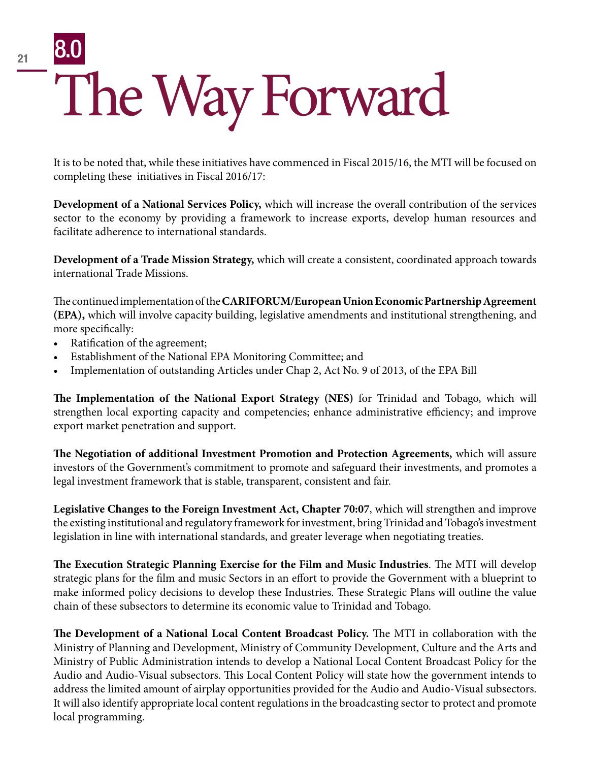# 8.0 The Way Forward

It is to be noted that, while these initiatives have commenced in Fiscal 2015/16, the MTI will be focused on completing these initiatives in Fiscal 2016/17:

**Development of a National Services Policy,** which will increase the overall contribution of the services sector to the economy by providing a framework to increase exports, develop human resources and facilitate adherence to international standards.

**Development of a Trade Mission Strategy,** which will create a consistent, coordinated approach towards international Trade Missions.

The continued implementation of the **CARIFORUM/European Union Economic Partnership Agreement (EPA),** which will involve capacity building, legislative amendments and institutional strengthening, and more specifically:

- Ratification of the agreement;
- Establishment of the National EPA Monitoring Committee; and
- Implementation of outstanding Articles under Chap 2, Act No. 9 of 2013, of the EPA Bill

**The Implementation of the National Export Strategy (NES)** for Trinidad and Tobago, which will strengthen local exporting capacity and competencies; enhance administrative efficiency; and improve export market penetration and support.

**The Negotiation of additional Investment Promotion and Protection Agreements,** which will assure investors of the Government's commitment to promote and safeguard their investments, and promotes a legal investment framework that is stable, transparent, consistent and fair.

**Legislative Changes to the Foreign Investment Act, Chapter 70:07**, which will strengthen and improve the existing institutional and regulatory framework for investment, bring Trinidad and Tobago's investment legislation in line with international standards, and greater leverage when negotiating treaties.

**The Execution Strategic Planning Exercise for the Film and Music Industries**. The MTI will develop strategic plans for the film and music Sectors in an effort to provide the Government with a blueprint to make informed policy decisions to develop these Industries. These Strategic Plans will outline the value chain of these subsectors to determine its economic value to Trinidad and Tobago.

**The Development of a National Local Content Broadcast Policy.** The MTI in collaboration with the Ministry of Planning and Development, Ministry of Community Development, Culture and the Arts and Ministry of Public Administration intends to develop a National Local Content Broadcast Policy for the Audio and Audio-Visual subsectors. This Local Content Policy will state how the government intends to address the limited amount of airplay opportunities provided for the Audio and Audio-Visual subsectors. It will also identify appropriate local content regulations in the broadcasting sector to protect and promote local programming.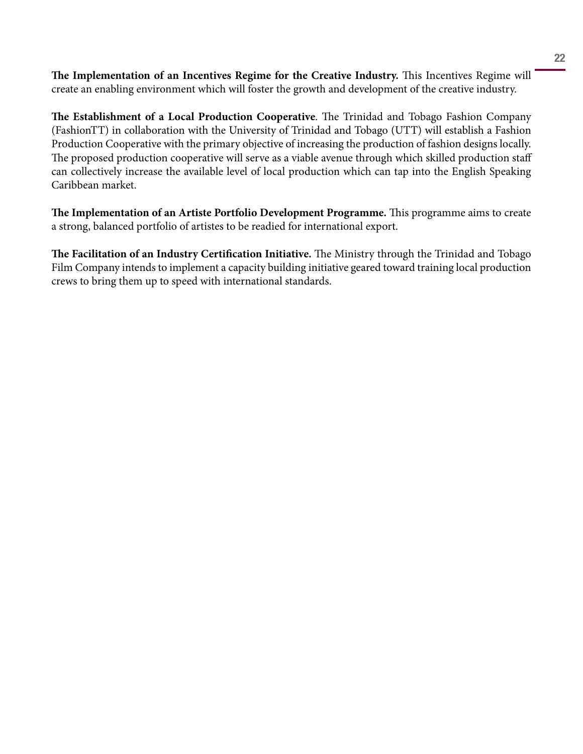**The Implementation of an Incentives Regime for the Creative Industry.** This Incentives Regime will create an enabling environment which will foster the growth and development of the creative industry.

**The Establishment of a Local Production Cooperative**. The Trinidad and Tobago Fashion Company (FashionTT) in collaboration with the University of Trinidad and Tobago (UTT) will establish a Fashion Production Cooperative with the primary objective of increasing the production of fashion designs locally. The proposed production cooperative will serve as a viable avenue through which skilled production staff can collectively increase the available level of local production which can tap into the English Speaking Caribbean market.

**The Implementation of an Artiste Portfolio Development Programme.** This programme aims to create a strong, balanced portfolio of artistes to be readied for international export.

**The Facilitation of an Industry Certification Initiative.** The Ministry through the Trinidad and Tobago Film Company intends to implement a capacity building initiative geared toward training local production crews to bring them up to speed with international standards.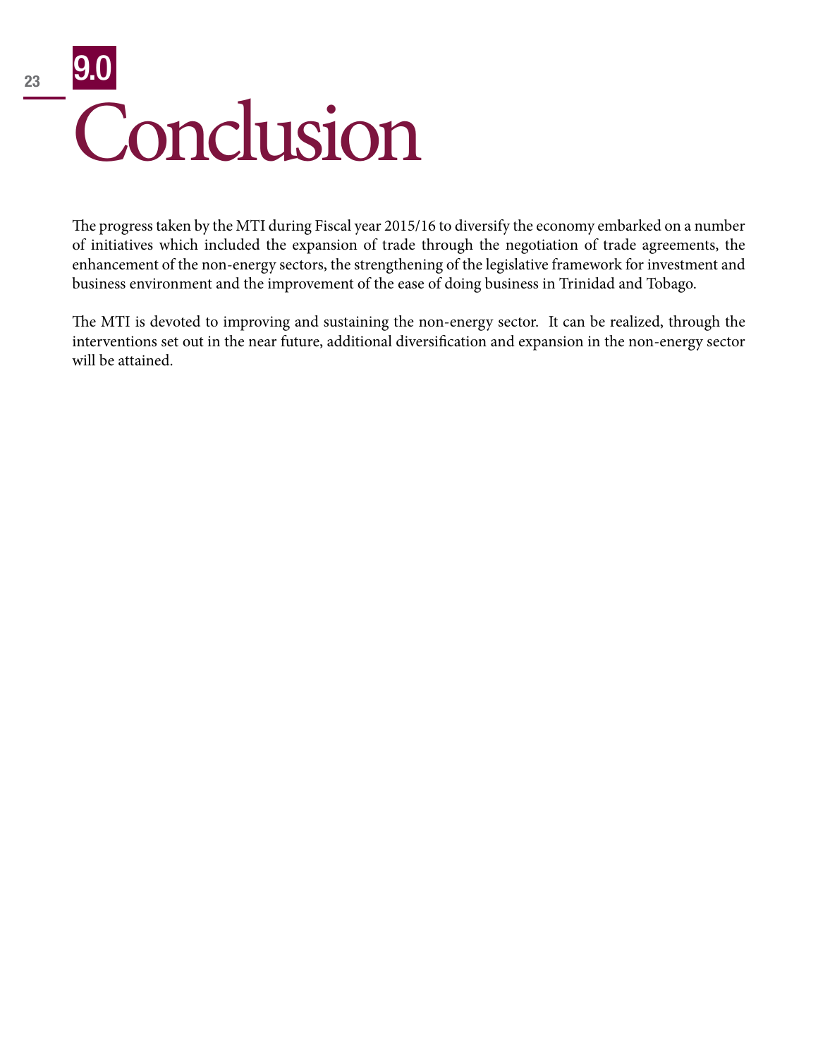# 9.0 Conclusion

The progress taken by the MTI during Fiscal year 2015/16 to diversify the economy embarked on a number of initiatives which included the expansion of trade through the negotiation of trade agreements, the enhancement of the non-energy sectors, the strengthening of the legislative framework for investment and business environment and the improvement of the ease of doing business in Trinidad and Tobago.

The MTI is devoted to improving and sustaining the non-energy sector. It can be realized, through the interventions set out in the near future, additional diversification and expansion in the non-energy sector will be attained.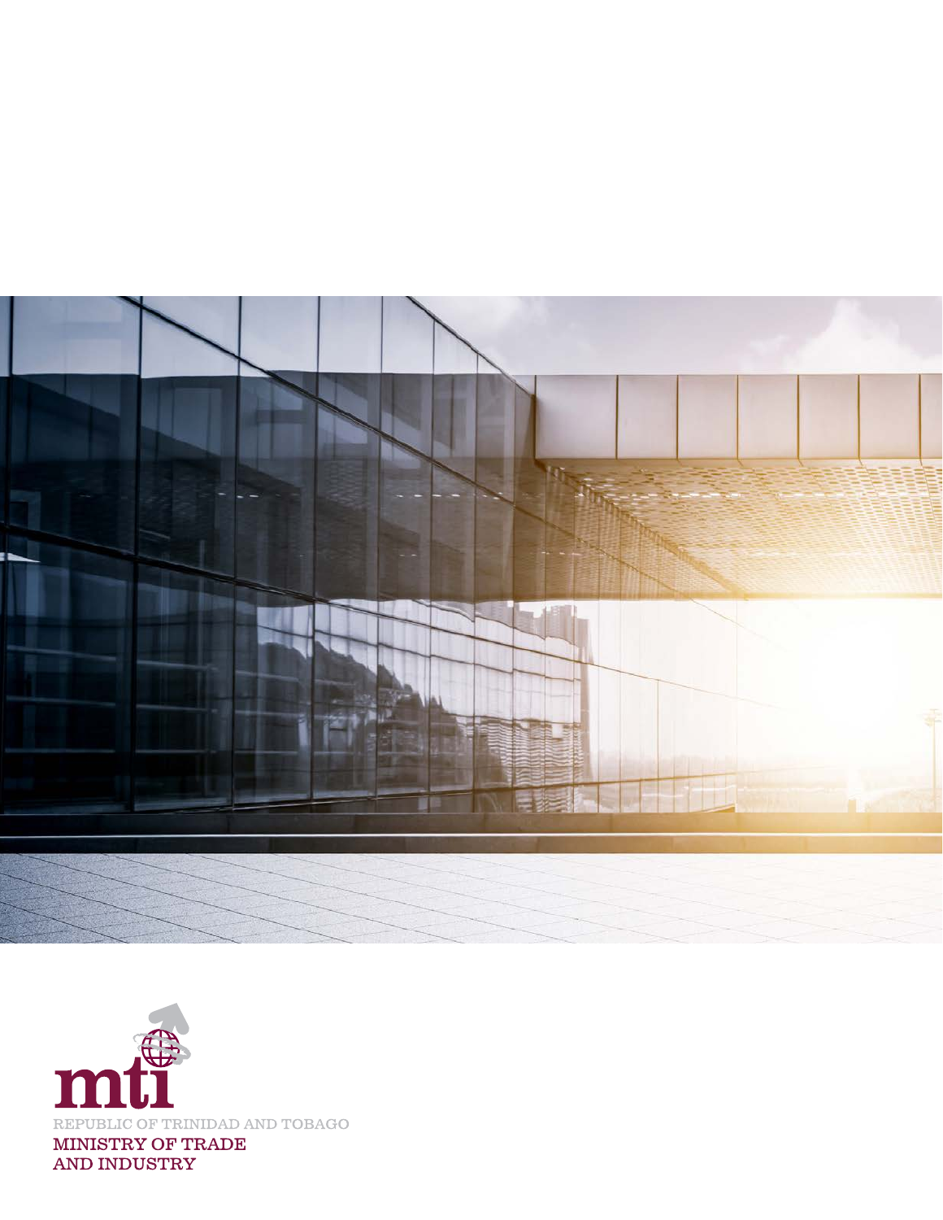mti

REPUBLIC OF TRINIDAD AND TOBAGO

MINISTRY OF TRADE AND INDUSTRY